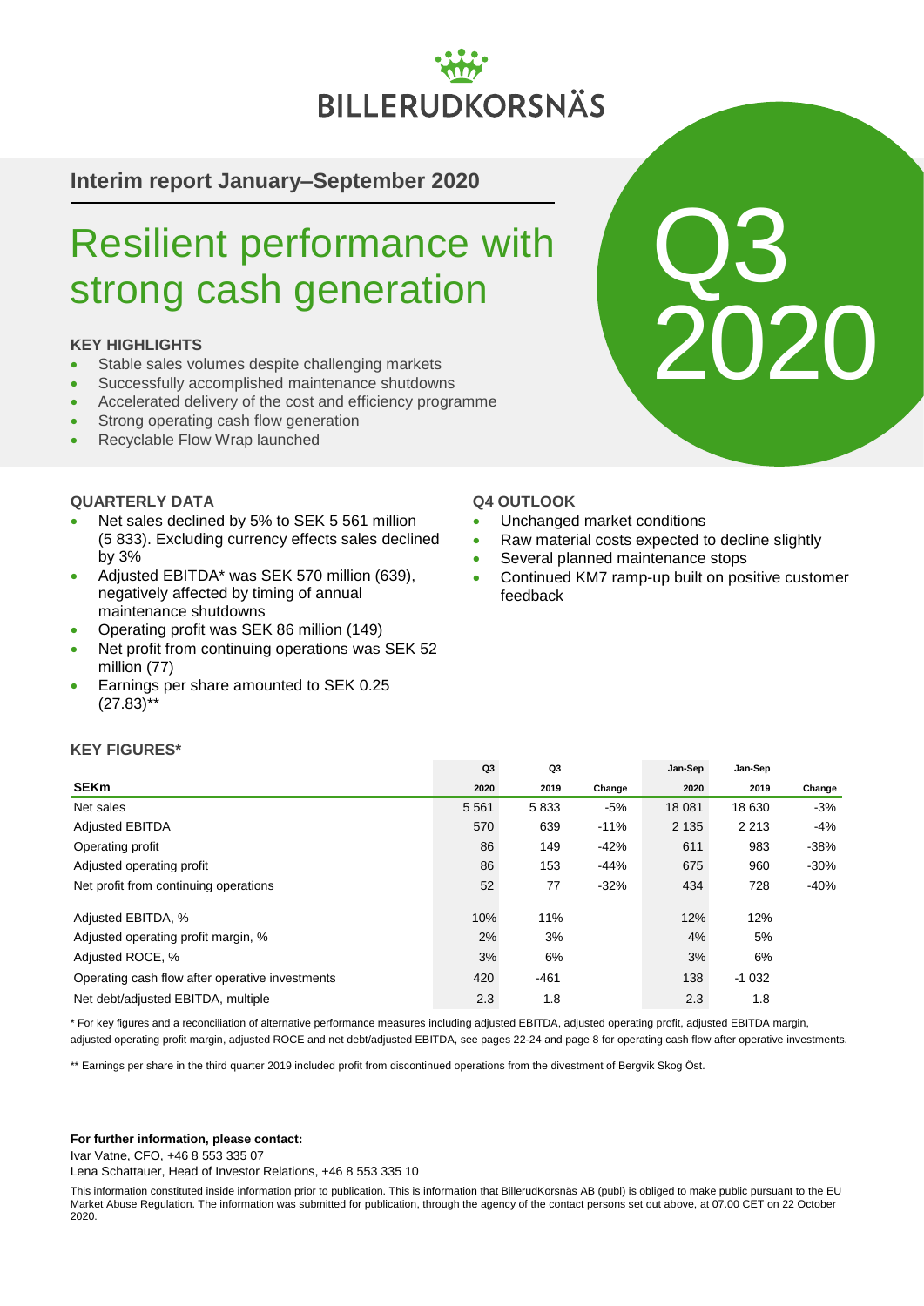BILLERUDKORSNÄS

## Interim report January–September 2020

# Resilient performance with strong cash generation

Q3 2020

### KEY HIGHLIGHTS

- Stable sales volumes despite challenging markets
- Successfully accomplished maintenance shutdowns
- Accelerated delivery of the cost and efficiency programme
- Strong operating cash flow generation
- Recyclable Flow Wrap launched

### QUARTERLY DATA

- Net sales declined by 5% to SEK 5 561 million (5 833). Excluding currency effects sales declined by 3%
- Adjusted EBITDA* was SEK 570 million (639), negatively affected by timing of annual maintenance shutdowns
- Operating profit was SEK 86 million (149)
- Net profit from continuing operations was SEK 52 million (77)
- Earnings per share amounted to SEK 0.25 (27.83)**

### Q4 OUTLOOK

- Unchanged market conditions
- Raw material costs expected to decline slightly
- Several planned maintenance stops
- Continued KM7 ramp-up built on positive customer feedback

### KEY FIGURES*

| SEKm | Q3 2020 | Q3 2019 | Change | Jan-Sep 2020 | Jan-Sep 2019 | Change |
|---|---|---|---|---|---|---|
| Net sales | 5 561 | 5 833 | -5% | 18 081 | 18 630 | -3% |
| Adjusted EBITDA | 570 | 639 | -11% | 2 135 | 2 213 | -4% |
| Operating profit | 86 | 149 | -42% | 611 | 983 | -38% |
| Adjusted operating profit | 86 | 153 | -44% | 675 | 960 | -30% |
| Net profit from continuing operations | 52 | 77 | -32% | 434 | 728 | -40% |
| Adjusted EBITDA, % | 10% | 11% | | 12% | 12% | |
| Adjusted operating profit margin, % | 2% | 3% | | 4% | 5% | |
| Adjusted ROCE, % | 3% | 6% | | 3% | 6% | |
| Operating cash flow after operative investments | 420 | -461 | | 138 | -1 032 | |
| Net debt/adjusted EBITDA, multiple | 2.3 | 1.8 | | 2.3 | 1.8 | |

\* For key figures and a reconciliation of alternative performance measures including adjusted EBITDA, adjusted operating profit, adjusted EBITDA margin, adjusted operating profit margin, adjusted ROCE and net debt/adjusted EBITDA, see pages 22-24 and page 8 for operating cash flow after operative investments.

\*\* Earnings per share in the third quarter 2019 included profit from discontinued operations from the divestment of Bergvik Skog Öst.

**For further information, please contact:**
Ivar Vatne, CFO, +46 8 553 335 07
Lena Schattauer, Head of Investor Relations, +46 8 553 335 10

This information constituted inside information prior to publication. This is information that BillerudKorsnäs AB (publ) is obliged to make public pursuant to the EU Market Abuse Regulation. The information was submitted for publication, through the agency of the contact persons set out above, at 07.00 CET on 22 October 2020.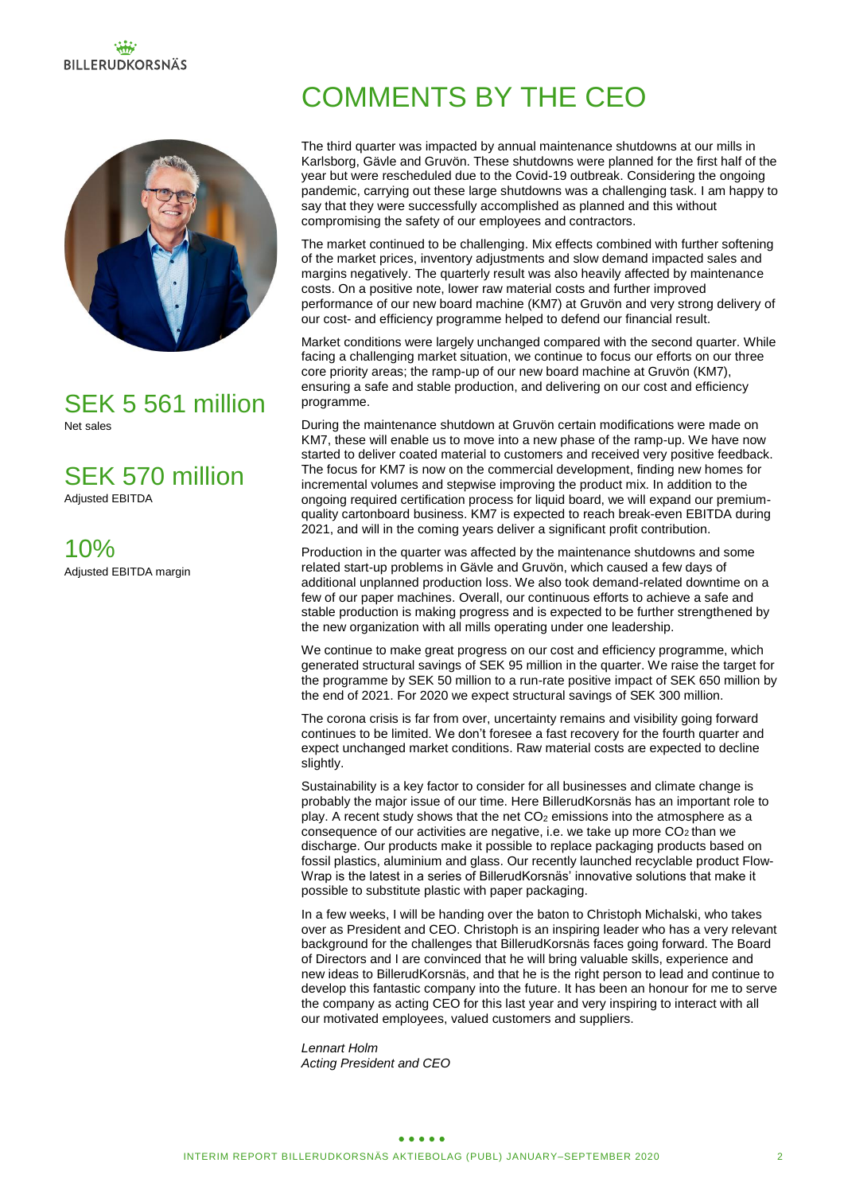# COMMENTS BY THE CEO

SEK 5 561 million
Net sales

SEK 570 million
Adjusted EBITDA

10%
Adjusted EBITDA margin

The third quarter was impacted by annual maintenance shutdowns at our mills in Karlsborg, Gävle and Gruvön. These shutdowns were planned for the first half of the year but were rescheduled due to the Covid-19 outbreak. Considering the ongoing pandemic, carrying out these large shutdowns was a challenging task. I am happy to say that they were successfully accomplished as planned and this without compromising the safety of our employees and contractors.

The market continued to be challenging. Mix effects combined with further softening of the market prices, inventory adjustments and slow demand impacted sales and margins negatively. The quarterly result was also heavily affected by maintenance costs. On a positive note, lower raw material costs and further improved performance of our new board machine (KM7) at Gruvön and very strong delivery of our cost- and efficiency programme helped to defend our financial result.

Market conditions were largely unchanged compared with the second quarter. While facing a challenging market situation, we continue to focus our efforts on our three core priority areas; the ramp-up of our new board machine at Gruvön (KM7), ensuring a safe and stable production, and delivering on our cost and efficiency programme.

During the maintenance shutdown at Gruvön certain modifications were made on KM7, these will enable us to move into a new phase of the ramp-up. We have now started to deliver coated material to customers and received very positive feedback. The focus for KM7 is now on the commercial development, finding new homes for incremental volumes and stepwise improving the product mix. In addition to the ongoing required certification process for liquid board, we will expand our premium-quality cartonboard business. KM7 is expected to reach break-even EBITDA during 2021, and will in the coming years deliver a significant profit contribution.

Production in the quarter was affected by the maintenance shutdowns and some related start-up problems in Gävle and Gruvön, which caused a few days of additional unplanned production loss. We also took demand-related downtime on a few of our paper machines. Overall, our continuous efforts to achieve a safe and stable production is making progress and is expected to be further strengthened by the new organization with all mills operating under one leadership.

We continue to make great progress on our cost and efficiency programme, which generated structural savings of SEK 95 million in the quarter. We raise the target for the programme by SEK 50 million to a run-rate positive impact of SEK 650 million by the end of 2021. For 2020 we expect structural savings of SEK 300 million.

The corona crisis is far from over, uncertainty remains and visibility going forward continues to be limited. We don't foresee a fast recovery for the fourth quarter and expect unchanged market conditions. Raw material costs are expected to decline slightly.

Sustainability is a key factor to consider for all businesses and climate change is probably the major issue of our time. Here BillerudKorsnäs has an important role to play. A recent study shows that the net $CO_2$ emissions into the atmosphere as a consequence of our activities are negative, i.e. we take up more $CO_2$ than we discharge. Our products make it possible to replace packaging products based on fossil plastics, aluminium and glass. Our recently launched recyclable product Flow-Wrap is the latest in a series of BillerudKorsnäs' innovative solutions that make it possible to substitute plastic with paper packaging.

In a few weeks, I will be handing over the baton to Christoph Michalski, who takes over as President and CEO. Christoph is an inspiring leader who has a very relevant background for the challenges that BillerudKorsnäs faces going forward. The Board of Directors and I are convinced that he will bring valuable skills, experience and new ideas to BillerudKorsnäs, and that he is the right person to lead and continue to develop this fantastic company into the future. It has been an honour for me to serve the company as acting CEO for this last year and very inspiring to interact with all our motivated employees, valued customers and suppliers.

*Lennart Holm*
*Acting President and CEO*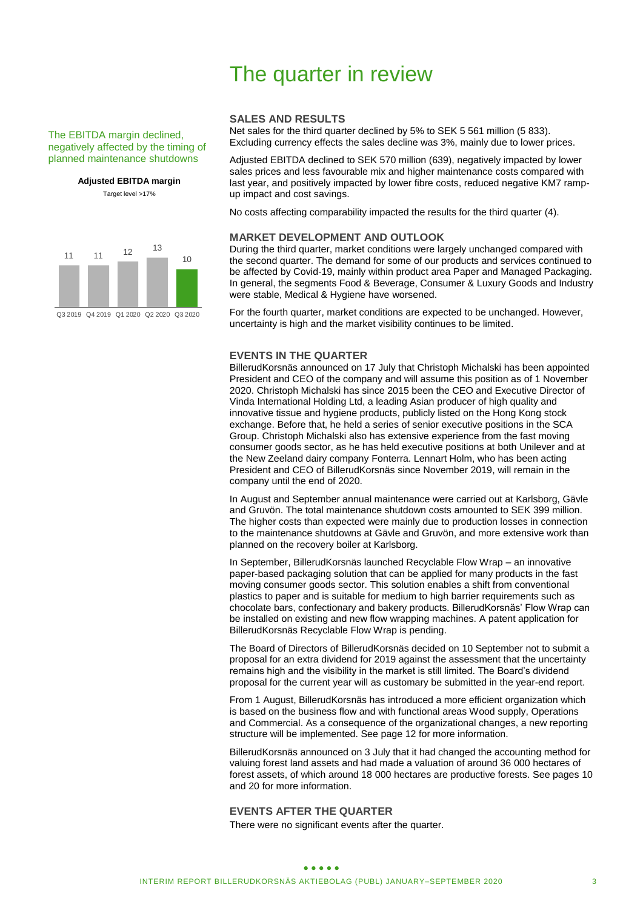# The quarter in review

The EBITDA margin declined, negatively affected by the timing of planned maintenance shutdowns

**Adjusted EBITDA margin**

Target level >17%

| Q3 2019 | Q4 2019 | Q1 2020 | Q2 2020 | Q3 2020 |
|---|---|---|---|---|
| 11 | 11 | 12 | 13 | 10 |

## SALES AND RESULTS

Net sales for the third quarter declined by 5% to SEK 5 561 million (5 833). Excluding currency effects the sales decline was 3%, mainly due to lower prices.

Adjusted EBITDA declined to SEK 570 million (639), negatively impacted by lower sales prices and less favourable mix and higher maintenance costs compared with last year, and positively impacted by lower fibre costs, reduced negative KM7 ramp-up impact and cost savings.

No costs affecting comparability impacted the results for the third quarter (4).

## MARKET DEVELOPMENT AND OUTLOOK

During the third quarter, market conditions were largely unchanged compared with the second quarter. The demand for some of our products and services continued to be affected by Covid-19, mainly within product area Paper and Managed Packaging. In general, the segments Food & Beverage, Consumer & Luxury Goods and Industry were stable, Medical & Hygiene have worsened.

For the fourth quarter, market conditions are expected to be unchanged. However, uncertainty is high and the market visibility continues to be limited.

## EVENTS IN THE QUARTER

BillerudKorsnäs announced on 17 July that Christoph Michalski has been appointed President and CEO of the company and will assume this position as of 1 November 2020. Christoph Michalski has since 2015 been the CEO and Executive Director of Vinda International Holding Ltd, a leading Asian producer of high quality and innovative tissue and hygiene products, publicly listed on the Hong Kong stock exchange. Before that, he held a series of senior executive positions in the SCA Group. Christoph Michalski also has extensive experience from the fast moving consumer goods sector, as he has held executive positions at both Unilever and at the New Zeeland dairy company Fonterra. Lennart Holm, who has been acting President and CEO of BillerudKorsnäs since November 2019, will remain in the company until the end of 2020.

In August and September annual maintenance were carried out at Karlsborg, Gävle and Gruvön. The total maintenance shutdown costs amounted to SEK 399 million. The higher costs than expected were mainly due to production losses in connection to the maintenance shutdowns at Gävle and Gruvön, and more extensive work than planned on the recovery boiler at Karlsborg.

In September, BillerudKorsnäs launched Recyclable Flow Wrap – an innovative paper-based packaging solution that can be applied for many products in the fast moving consumer goods sector. This solution enables a shift from conventional plastics to paper and is suitable for medium to high barrier requirements such as chocolate bars, confectionary and bakery products. BillerudKorsnäs' Flow Wrap can be installed on existing and new flow wrapping machines. A patent application for BillerudKorsnäs Recyclable Flow Wrap is pending.

The Board of Directors of BillerudKorsnäs decided on 10 September not to submit a proposal for an extra dividend for 2019 against the assessment that the uncertainty remains high and the visibility in the market is still limited. The Board's dividend proposal for the current year will as customary be submitted in the year-end report.

From 1 August, BillerudKorsnäs has introduced a more efficient organization which is based on the business flow and with functional areas Wood supply, Operations and Commercial. As a consequence of the organizational changes, a new reporting structure will be implemented. See page 12 for more information.

BillerudKorsnäs announced on 3 July that it had changed the accounting method for valuing forest land assets and had made a valuation of around 36 000 hectares of forest assets, of which around 18 000 hectares are productive forests. See pages 10 and 20 for more information.

## EVENTS AFTER THE QUARTER

There were no significant events after the quarter.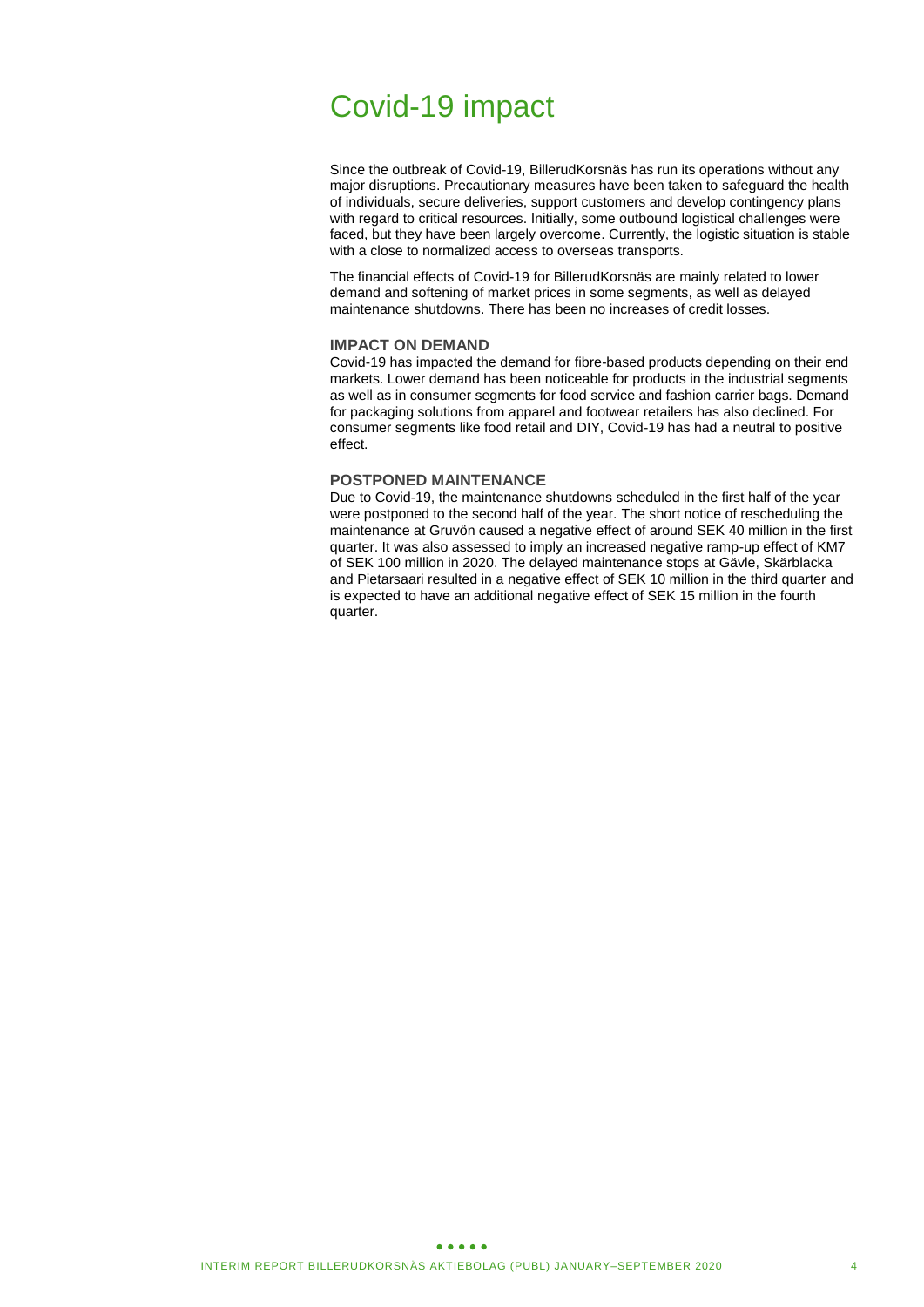# Covid-19 impact

Since the outbreak of Covid-19, BillerudKorsnäs has run its operations without any major disruptions. Precautionary measures have been taken to safeguard the health of individuals, secure deliveries, support customers and develop contingency plans with regard to critical resources. Initially, some outbound logistical challenges were faced, but they have been largely overcome. Currently, the logistic situation is stable with a close to normalized access to overseas transports.

The financial effects of Covid-19 for BillerudKorsnäs are mainly related to lower demand and softening of market prices in some segments, as well as delayed maintenance shutdowns. There has been no increases of credit losses.

### IMPACT ON DEMAND

Covid-19 has impacted the demand for fibre-based products depending on their end markets. Lower demand has been noticeable for products in the industrial segments as well as in consumer segments for food service and fashion carrier bags. Demand for packaging solutions from apparel and footwear retailers has also declined. For consumer segments like food retail and DIY, Covid-19 has had a neutral to positive effect.

### POSTPONED MAINTENANCE

Due to Covid-19, the maintenance shutdowns scheduled in the first half of the year were postponed to the second half of the year. The short notice of rescheduling the maintenance at Gruvön caused a negative effect of around SEK 40 million in the first quarter. It was also assessed to imply an increased negative ramp-up effect of KM7 of SEK 100 million in 2020. The delayed maintenance stops at Gävle, Skärblacka and Pietarsaari resulted in a negative effect of SEK 10 million in the third quarter and is expected to have an additional negative effect of SEK 15 million in the fourth quarter.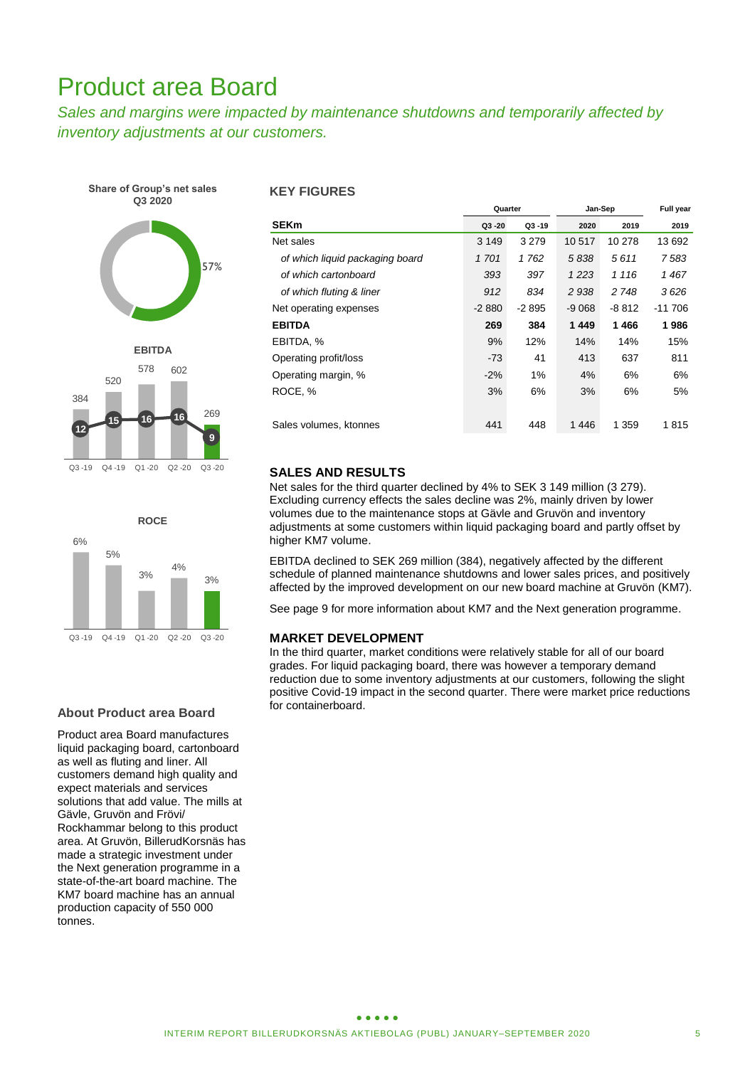# Product area Board

*Sales and margins were impacted by maintenance shutdowns and temporarily affected by inventory adjustments at our customers.*

**Share of Group's net sales Q3 2020**

57%

**EBITDA**

| | Q3 -19 | Q4 -19 | Q1 -20 | Q2 -20 | Q3 -20 |
|---|---|---|---|---|---|
| EBITDA | 384 | 520 | 578 | 602 | 269 |
| EBITDA, % | 12 | 15 | 16 | 16 | 9 |

**ROCE**

| Q3 -19 | Q4 -19 | Q1 -20 | Q2 -20 | Q3 -20 |
|---|---|---|---|---|
| 6% | 5% | 3% | 4% | 3% |

### About Product area Board

Product area Board manufactures liquid packaging board, cartonboard as well as fluting and liner. All customers demand high quality and expect materials and services solutions that add value. The mills at Gävle, Gruvön and Frövi/Rockhammar belong to this product area. At Gruvön, BillerudKorsnäs has made a strategic investment under the Next generation programme in a state-of-the-art board machine. The KM7 board machine has an annual production capacity of 550 000 tonnes.

## KEY FIGURES

| | Quarter | | Jan-Sep | | Full year |
|---|---|---|---|---|---|
| **SEKm** | **Q3 -20** | **Q3 -19** | **2020** | **2019** | **2019** |
| Net sales | 3 149 | 3 279 | 10 517 | 10 278 | 13 692 |
| *of which liquid packaging board* | *1 701* | *1 762* | *5 838* | *5 611* | *7 583* |
| *of which cartonboard* | *393* | *397* | *1 223* | *1 116* | *1 467* |
| *of which fluting & liner* | *912* | *834* | *2 938* | *2 748* | *3 626* |
| Net operating expenses | -2 880 | -2 895 | -9 068 | -8 812 | -11 706 |
| **EBITDA** | **269** | **384** | **1 449** | **1 466** | **1 986** |
| EBITDA, % | 9% | 12% | 14% | 14% | 15% |
| Operating profit/loss | -73 | 41 | 413 | 637 | 811 |
| Operating margin, % | -2% | 1% | 4% | 6% | 6% |
| ROCE, % | 3% | 6% | 3% | 6% | 5% |
| Sales volumes, ktonnes | 441 | 448 | 1 446 | 1 359 | 1 815 |

### SALES AND RESULTS

Net sales for the third quarter declined by 4% to SEK 3 149 million (3 279). Excluding currency effects the sales decline was 2%, mainly driven by lower volumes due to the maintenance stops at Gävle and Gruvön and inventory adjustments at some customers within liquid packaging board and partly offset by higher KM7 volume.

EBITDA declined to SEK 269 million (384), negatively affected by the different schedule of planned maintenance shutdowns and lower sales prices, and positively affected by the improved development on our new board machine at Gruvön (KM7).

See page 9 for more information about KM7 and the Next generation programme.

### MARKET DEVELOPMENT

In the third quarter, market conditions were relatively stable for all of our board grades. For liquid packaging board, there was however a temporary demand reduction due to some inventory adjustments at our customers, following the slight positive Covid-19 impact in the second quarter. There were market price reductions for containerboard.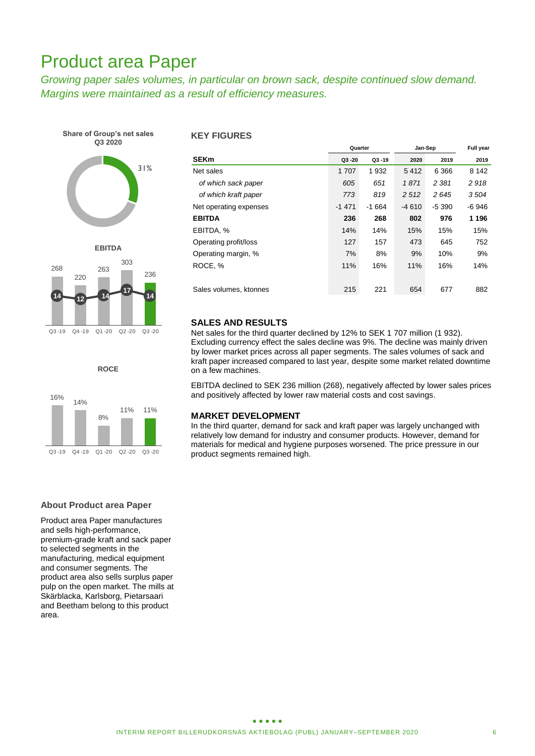# Product area Paper

*Growing paper sales volumes, in particular on brown sack, despite continued slow demand. Margins were maintained as a result of efficiency measures.*

**Share of Group's net sales Q3 2020**

31%

**EBITDA**

| | Q3 -19 | Q4 -19 | Q1 -20 | Q2 -20 | Q3 -20 |
|---|---|---|---|---|---|
| EBITDA | 268 | 220 | 263 | 303 | 236 |
| EBITDA, % | 14 | 12 | 14 | 17 | 14 |

**ROCE**

| | Q3 -19 | Q4 -19 | Q1 -20 | Q2 -20 | Q3 -20 |
|---|---|---|---|---|---|
| ROCE | 16% | 14% | 8% | 11% | 11% |

### About Product area Paper

Product area Paper manufactures and sells high-performance, premium-grade kraft and sack paper to selected segments in the manufacturing, medical equipment and consumer segments. The product area also sells surplus paper pulp on the open market. The mills at Skärblacka, Karlsborg, Pietarsaari and Beetham belong to this product area.

## KEY FIGURES

| | Quarter | | Jan-Sep | | Full year |
|---|---|---|---|---|---|
| **SEKm** | **Q3 -20** | **Q3 -19** | **2020** | **2019** | **2019** |
| Net sales | 1 707 | 1 932 | 5 412 | 6 366 | 8 142 |
| *of which sack paper* | *605* | *651* | *1 871* | *2 381* | *2 918* |
| *of which kraft paper* | *773* | *819* | *2 512* | *2 645* | *3 504* |
| Net operating expenses | -1 471 | -1 664 | -4 610 | -5 390 | -6 946 |
| **EBITDA** | **236** | **268** | **802** | **976** | **1 196** |
| EBITDA, % | 14% | 14% | 15% | 15% | 15% |
| Operating profit/loss | 127 | 157 | 473 | 645 | 752 |
| Operating margin, % | 7% | 8% | 9% | 10% | 9% |
| ROCE, % | 11% | 16% | 11% | 16% | 14% |
| Sales volumes, ktonnes | 215 | 221 | 654 | 677 | 882 |

## SALES AND RESULTS

Net sales for the third quarter declined by 12% to SEK 1 707 million (1 932). Excluding currency effect the sales decline was 9%. The decline was mainly driven by lower market prices across all paper segments. The sales volumes of sack and kraft paper increased compared to last year, despite some market related downtime on a few machines.

EBITDA declined to SEK 236 million (268), negatively affected by lower sales prices and positively affected by lower raw material costs and cost savings.

## MARKET DEVELOPMENT

In the third quarter, demand for sack and kraft paper was largely unchanged with relatively low demand for industry and consumer products. However, demand for materials for medical and hygiene purposes worsened. The price pressure in our product segments remained high.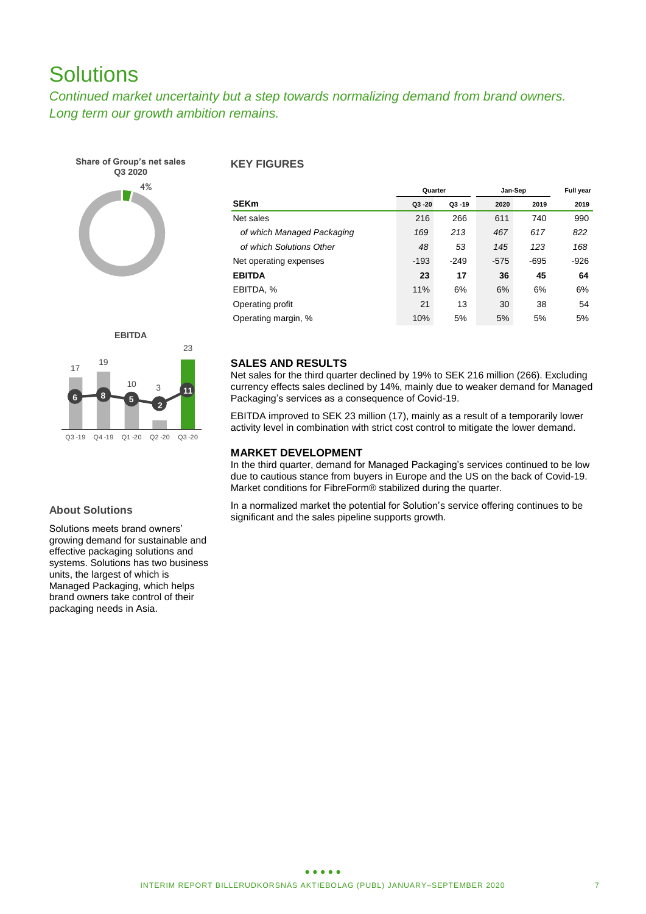# Solutions

*Continued market uncertainty but a step towards normalizing demand from brand owners. Long term our growth ambition remains.*

**Share of Group's net sales Q3 2020**

4%

## KEY FIGURES

| SEKm | Quarter Q3 -20 | Quarter Q3 -19 | Jan-Sep 2020 | Jan-Sep 2019 | Full year 2019 |
|---|---|---|---|---|---|
| Net sales | 216 | 266 | 611 | 740 | 990 |
| *of which Managed Packaging* | *169* | *213* | *467* | *617* | *822* |
| *of which Solutions Other* | *48* | *53* | *145* | *123* | *168* |
| Net operating expenses | -193 | -249 | -575 | -695 | -926 |
| **EBITDA** | **23** | **17** | **36** | **45** | **64** |
| EBITDA, % | 11% | 6% | 6% | 6% | 6% |
| Operating profit | 21 | 13 | 30 | 38 | 54 |
| Operating margin, % | 10% | 5% | 5% | 5% | 5% |

**EBITDA**

| | Q3 -19 | Q4 -19 | Q1 -20 | Q2 -20 | Q3 -20 |
|---|---|---|---|---|---|
| EBITDA | 17 | 19 | 10 | 3 | 23 |
| EBITDA, % | 6 | 8 | 5 | 2 | 11 |

### SALES AND RESULTS

Net sales for the third quarter declined by 19% to SEK 216 million (266). Excluding currency effects sales declined by 14%, mainly due to weaker demand for Managed Packaging's services as a consequence of Covid-19.

EBITDA improved to SEK 23 million (17), mainly as a result of a temporarily lower activity level in combination with strict cost control to mitigate the lower demand.

### MARKET DEVELOPMENT

In the third quarter, demand for Managed Packaging's services continued to be low due to cautious stance from buyers in Europe and the US on the back of Covid-19. Market conditions for FibreForm® stabilized during the quarter.

In a normalized market the potential for Solution's service offering continues to be significant and the sales pipeline supports growth.

### About Solutions

Solutions meets brand owners' growing demand for sustainable and effective packaging solutions and systems. Solutions has two business units, the largest of which is Managed Packaging, which helps brand owners take control of their packaging needs in Asia.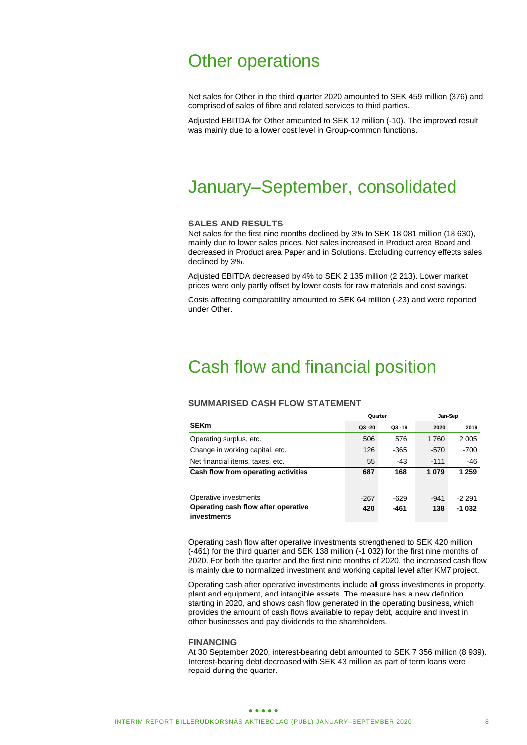# Other operations

Net sales for Other in the third quarter 2020 amounted to SEK 459 million (376) and comprised of sales of fibre and related services to third parties.

Adjusted EBITDA for Other amounted to SEK 12 million (-10). The improved result was mainly due to a lower cost level in Group-common functions.

# January–September, consolidated

### SALES AND RESULTS

Net sales for the first nine months declined by 3% to SEK 18 081 million (18 630), mainly due to lower sales prices. Net sales increased in Product area Board and decreased in Product area Paper and in Solutions. Excluding currency effects sales declined by 3%.

Adjusted EBITDA decreased by 4% to SEK 2 135 million (2 213). Lower market prices were only partly offset by lower costs for raw materials and cost savings.

Costs affecting comparability amounted to SEK 64 million (-23) and were reported under Other.

# Cash flow and financial position

### SUMMARISED CASH FLOW STATEMENT

| | Quarter | | Jan-Sep | |
|---|---|---|---|---|
| **SEKm** | Q3 -20 | Q3 -19 | 2020 | 2019 |
| Operating surplus, etc. | 506 | 576 | 1 760 | 2 005 |
| Change in working capital, etc. | 126 | -365 | -570 | -700 |
| Net financial items, taxes, etc. | 55 | -43 | -111 | -46 |
| **Cash flow from operating activities** | **687** | **168** | **1 079** | **1 259** |
| Operative investments | -267 | -629 | -941 | -2 291 |
| **Operating cash flow after operative investments** | **420** | **-461** | **138** | **-1 032** |

Operating cash flow after operative investments strengthened to SEK 420 million (-461) for the third quarter and SEK 138 million (-1 032) for the first nine months of 2020. For both the quarter and the first nine months of 2020, the increased cash flow is mainly due to normalized investment and working capital level after KM7 project.

Operating cash after operative investments include all gross investments in property, plant and equipment, and intangible assets. The measure has a new definition starting in 2020, and shows cash flow generated in the operating business, which provides the amount of cash flows available to repay debt, acquire and invest in other businesses and pay dividends to the shareholders.

### FINANCING

At 30 September 2020, interest-bearing debt amounted to SEK 7 356 million (8 939). Interest-bearing debt decreased with SEK 43 million as part of term loans were repaid during the quarter.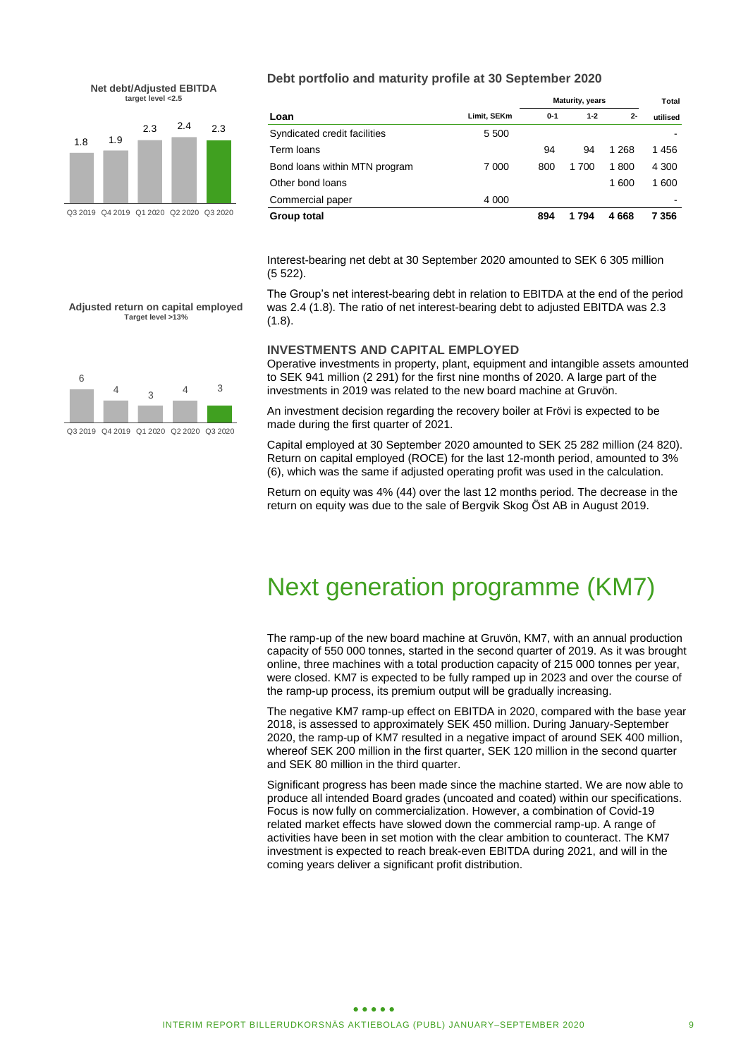**Net debt/Adjusted EBITDA**
target level <2.5

| Q3 2019 | Q4 2019 | Q1 2020 | Q2 2020 | Q3 2020 |
|---|---|---|---|---|
| 1.8 | 1.9 | 2.3 | 2.4 | 2.3 |

**Adjusted return on capital employed**
Target level >13%

| Q3 2019 | Q4 2019 | Q1 2020 | Q2 2020 | Q3 2020 |
|---|---|---|---|---|
| 6 | 4 | 3 | 4 | 3 |

### Debt portfolio and maturity profile at 30 September 2020

| | | Maturity, years | | | Total |
|---|---|---|---|---|---|
| **Loan** | **Limit, SEKm** | **0-1** | **1-2** | **2-** | **utilised** |
| Syndicated credit facilities | 5 500 | | | | - |
| Term loans | | 94 | 94 | 1 268 | 1 456 |
| Bond loans within MTN program | 7 000 | 800 | 1 700 | 1 800 | 4 300 |
| Other bond loans | | | | 1 600 | 1 600 |
| Commercial paper | 4 000 | | | | - |
| **Group total** | | **894** | **1 794** | **4 668** | **7 356** |

Interest-bearing net debt at 30 September 2020 amounted to SEK 6 305 million (5 522).

The Group's net interest-bearing debt in relation to EBITDA at the end of the period was 2.4 (1.8). The ratio of net interest-bearing debt to adjusted EBITDA was 2.3 (1.8).

### INVESTMENTS AND CAPITAL EMPLOYED

Operative investments in property, plant, equipment and intangible assets amounted to SEK 941 million (2 291) for the first nine months of 2020. A large part of the investments in 2019 was related to the new board machine at Gruvön.

An investment decision regarding the recovery boiler at Frövi is expected to be made during the first quarter of 2021.

Capital employed at 30 September 2020 amounted to SEK 25 282 million (24 820). Return on capital employed (ROCE) for the last 12-month period, amounted to 3% (6), which was the same if adjusted operating profit was used in the calculation.

Return on equity was 4% (44) over the last 12 months period. The decrease in the return on equity was due to the sale of Bergvik Skog Öst AB in August 2019.

# Next generation programme (KM7)

The ramp-up of the new board machine at Gruvön, KM7, with an annual production capacity of 550 000 tonnes, started in the second quarter of 2019. As it was brought online, three machines with a total production capacity of 215 000 tonnes per year, were closed. KM7 is expected to be fully ramped up in 2023 and over the course of the ramp-up process, its premium output will be gradually increasing.

The negative KM7 ramp-up effect on EBITDA in 2020, compared with the base year 2018, is assessed to approximately SEK 450 million. During January-September 2020, the ramp-up of KM7 resulted in a negative impact of around SEK 400 million, whereof SEK 200 million in the first quarter, SEK 120 million in the second quarter and SEK 80 million in the third quarter.

Significant progress has been made since the machine started. We are now able to produce all intended Board grades (uncoated and coated) within our specifications. Focus is now fully on commercialization. However, a combination of Covid-19 related market effects have slowed down the commercial ramp-up. A range of activities have been in set motion with the clear ambition to counteract. The KM7 investment is expected to reach break-even EBITDA during 2021, and will in the coming years deliver a significant profit distribution.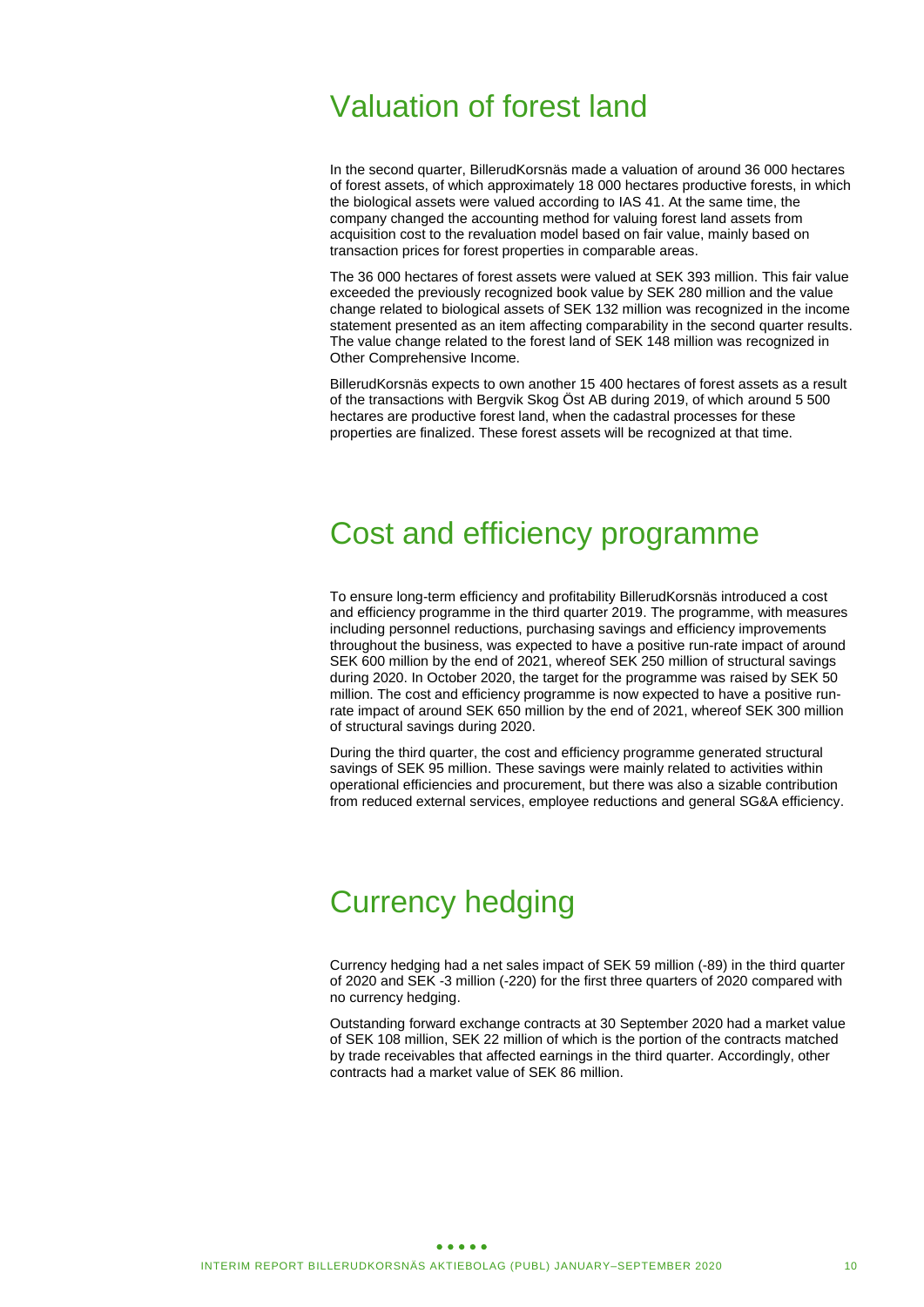# Valuation of forest land

In the second quarter, BillerudKorsnäs made a valuation of around 36 000 hectares of forest assets, of which approximately 18 000 hectares productive forests, in which the biological assets were valued according to IAS 41. At the same time, the company changed the accounting method for valuing forest land assets from acquisition cost to the revaluation model based on fair value, mainly based on transaction prices for forest properties in comparable areas.

The 36 000 hectares of forest assets were valued at SEK 393 million. This fair value exceeded the previously recognized book value by SEK 280 million and the value change related to biological assets of SEK 132 million was recognized in the income statement presented as an item affecting comparability in the second quarter results. The value change related to the forest land of SEK 148 million was recognized in Other Comprehensive Income.

BillerudKorsnäs expects to own another 15 400 hectares of forest assets as a result of the transactions with Bergvik Skog Öst AB during 2019, of which around 5 500 hectares are productive forest land, when the cadastral processes for these properties are finalized. These forest assets will be recognized at that time.

# Cost and efficiency programme

To ensure long-term efficiency and profitability BillerudKorsnäs introduced a cost and efficiency programme in the third quarter 2019. The programme, with measures including personnel reductions, purchasing savings and efficiency improvements throughout the business, was expected to have a positive run-rate impact of around SEK 600 million by the end of 2021, whereof SEK 250 million of structural savings during 2020. In October 2020, the target for the programme was raised by SEK 50 million. The cost and efficiency programme is now expected to have a positive run-rate impact of around SEK 650 million by the end of 2021, whereof SEK 300 million of structural savings during 2020.

During the third quarter, the cost and efficiency programme generated structural savings of SEK 95 million. These savings were mainly related to activities within operational efficiencies and procurement, but there was also a sizable contribution from reduced external services, employee reductions and general SG&A efficiency.

# Currency hedging

Currency hedging had a net sales impact of SEK 59 million (-89) in the third quarter of 2020 and SEK -3 million (-220) for the first three quarters of 2020 compared with no currency hedging.

Outstanding forward exchange contracts at 30 September 2020 had a market value of SEK 108 million, SEK 22 million of which is the portion of the contracts matched by trade receivables that affected earnings in the third quarter. Accordingly, other contracts had a market value of SEK 86 million.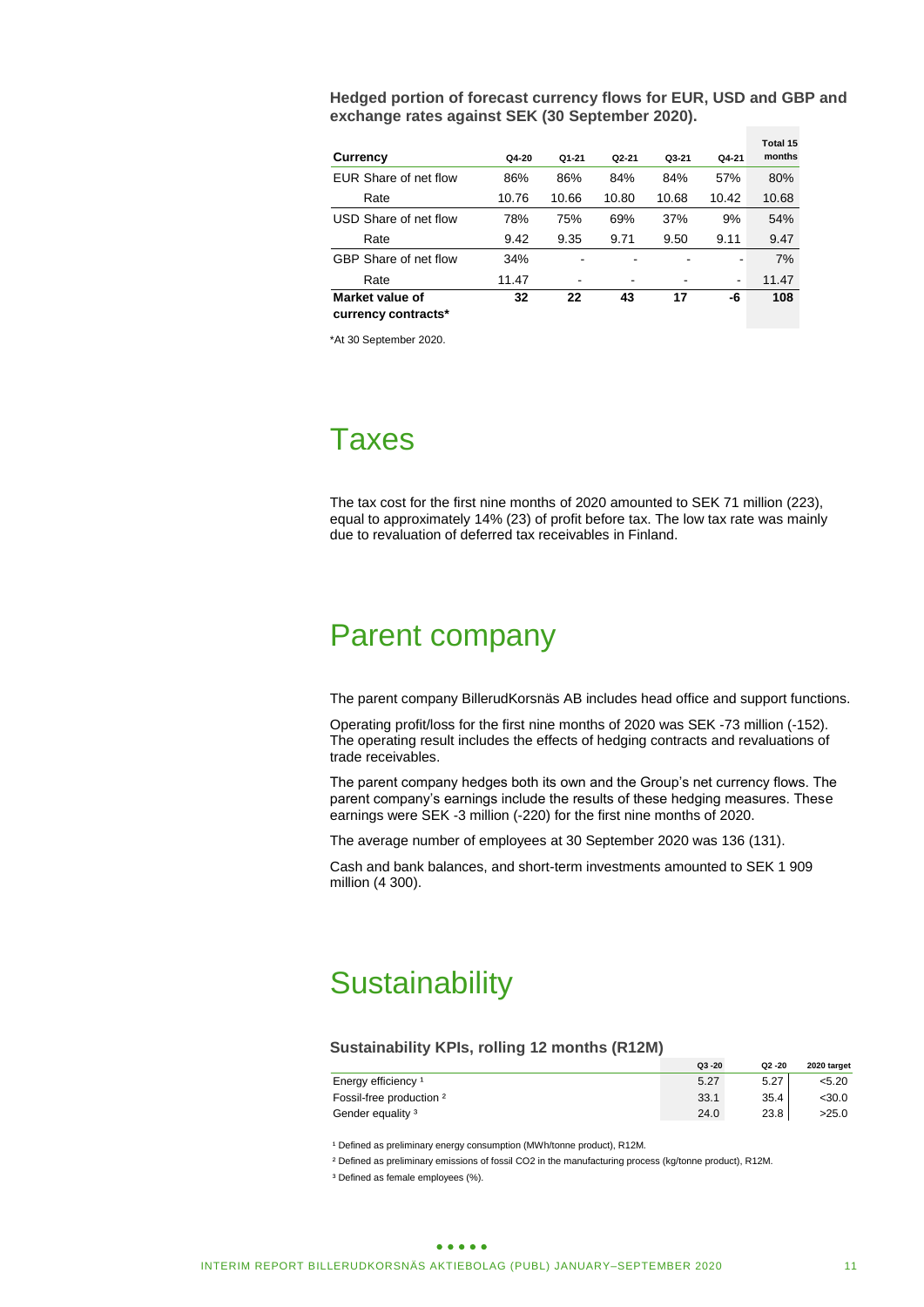**Hedged portion of forecast currency flows for EUR, USD and GBP and exchange rates against SEK (30 September 2020).**

| Currency | Q4-20 | Q1-21 | Q2-21 | Q3-21 | Q4-21 | Total 15 months |
|---|---|---|---|---|---|---|
| EUR Share of net flow | 86% | 86% | 84% | 84% | 57% | 80% |
| Rate | 10.76 | 10.66 | 10.80 | 10.68 | 10.42 | 10.68 |
| USD Share of net flow | 78% | 75% | 69% | 37% | 9% | 54% |
| Rate | 9.42 | 9.35 | 9.71 | 9.50 | 9.11 | 9.47 |
| GBP Share of net flow | 34% | - | - | - | - | 7% |
| Rate | 11.47 | - | - | - | - | 11.47 |
| **Market value of currency contracts*** | **32** | **22** | **43** | **17** | **-6** | **108** |

*At 30 September 2020.

# Taxes

The tax cost for the first nine months of 2020 amounted to SEK 71 million (223), equal to approximately 14% (23) of profit before tax. The low tax rate was mainly due to revaluation of deferred tax receivables in Finland.

# Parent company

The parent company BillerudKorsnäs AB includes head office and support functions.

Operating profit/loss for the first nine months of 2020 was SEK -73 million (-152). The operating result includes the effects of hedging contracts and revaluations of trade receivables.

The parent company hedges both its own and the Group's net currency flows. The parent company's earnings include the results of these hedging measures. These earnings were SEK -3 million (-220) for the first nine months of 2020.

The average number of employees at 30 September 2020 was 136 (131).

Cash and bank balances, and short-term investments amounted to SEK 1 909 million (4 300).

# Sustainability

**Sustainability KPIs, rolling 12 months (R12M)**

| | Q3 -20 | Q2 -20 | 2020 target |
|---|---|---|---|
| Energy efficiency [1] | 5.27 | 5.27 | <5.20 |
| Fossil-free production [2] | 33.1 | 35.4 | <30.0 |
| Gender equality [3] | 24.0 | 23.8 | >25.0 |

[1] Defined as preliminary energy consumption (MWh/tonne product), R12M.

[2] Defined as preliminary emissions of fossil $CO_2$ in the manufacturing process (kg/tonne product), R12M.

[3] Defined as female employees (%).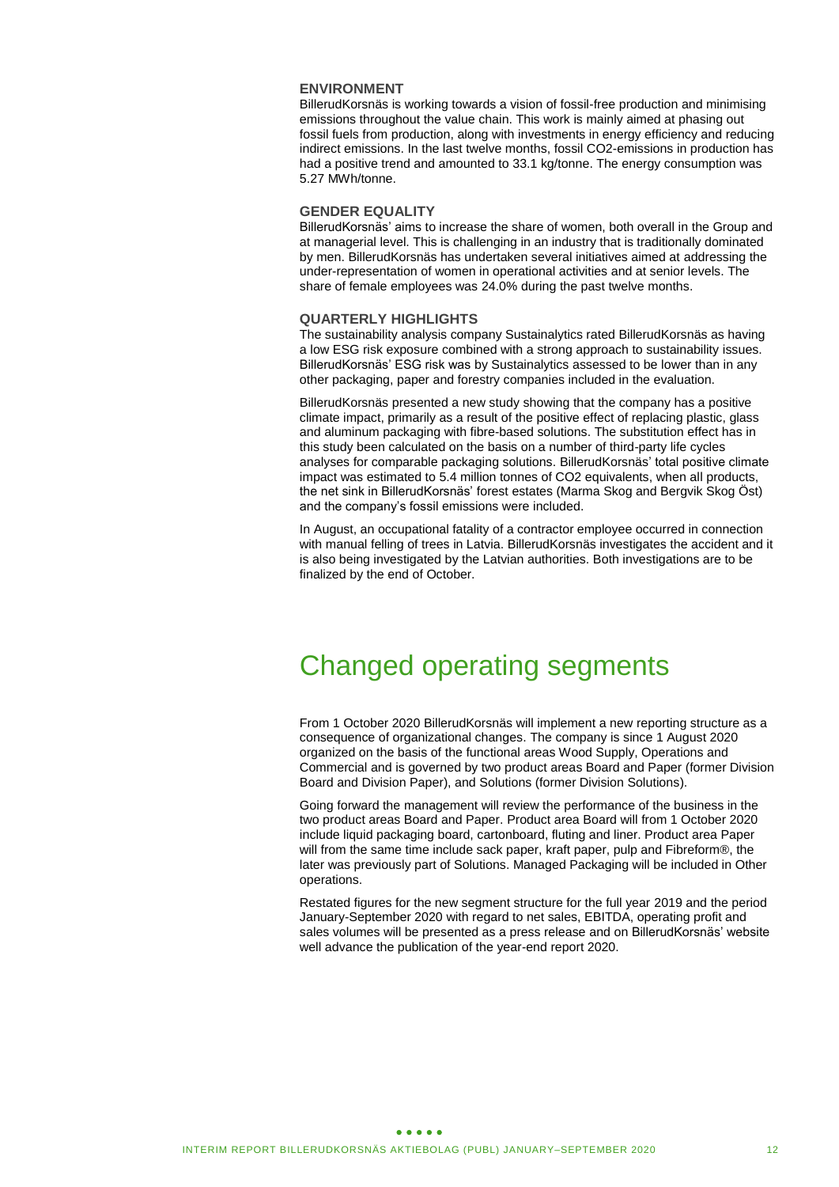### ENVIRONMENT

BillerudKorsnäs is working towards a vision of fossil-free production and minimising emissions throughout the value chain. This work is mainly aimed at phasing out fossil fuels from production, along with investments in energy efficiency and reducing indirect emissions. In the last twelve months, fossil $CO_2$-emissions in production has had a positive trend and amounted to 33.1 kg/tonne. The energy consumption was 5.27 MWh/tonne.

### GENDER EQUALITY

BillerudKorsnäs' aims to increase the share of women, both overall in the Group and at managerial level. This is challenging in an industry that is traditionally dominated by men. BillerudKorsnäs has undertaken several initiatives aimed at addressing the under-representation of women in operational activities and at senior levels. The share of female employees was 24.0% during the past twelve months.

### QUARTERLY HIGHLIGHTS

The sustainability analysis company Sustainalytics rated BillerudKorsnäs as having a low ESG risk exposure combined with a strong approach to sustainability issues. BillerudKorsnäs' ESG risk was by Sustainalytics assessed to be lower than in any other packaging, paper and forestry companies included in the evaluation.

BillerudKorsnäs presented a new study showing that the company has a positive climate impact, primarily as a result of the positive effect of replacing plastic, glass and aluminum packaging with fibre-based solutions. The substitution effect has in this study been calculated on the basis on a number of third-party life cycles analyses for comparable packaging solutions. BillerudKorsnäs' total positive climate impact was estimated to 5.4 million tonnes of $CO_2$ equivalents, when all products, the net sink in BillerudKorsnäs' forest estates (Marma Skog and Bergvik Skog Öst) and the company's fossil emissions were included.

In August, an occupational fatality of a contractor employee occurred in connection with manual felling of trees in Latvia. BillerudKorsnäs investigates the accident and it is also being investigated by the Latvian authorities. Both investigations are to be finalized by the end of October.

# Changed operating segments

From 1 October 2020 BillerudKorsnäs will implement a new reporting structure as a consequence of organizational changes. The company is since 1 August 2020 organized on the basis of the functional areas Wood Supply, Operations and Commercial and is governed by two product areas Board and Paper (former Division Board and Division Paper), and Solutions (former Division Solutions).

Going forward the management will review the performance of the business in the two product areas Board and Paper. Product area Board will from 1 October 2020 include liquid packaging board, cartonboard, fluting and liner. Product area Paper will from the same time include sack paper, kraft paper, pulp and Fibreform®, the later was previously part of Solutions. Managed Packaging will be included in Other operations.

Restated figures for the new segment structure for the full year 2019 and the period January-September 2020 with regard to net sales, EBITDA, operating profit and sales volumes will be presented as a press release and on BillerudKorsnäs' website well advance the publication of the year-end report 2020.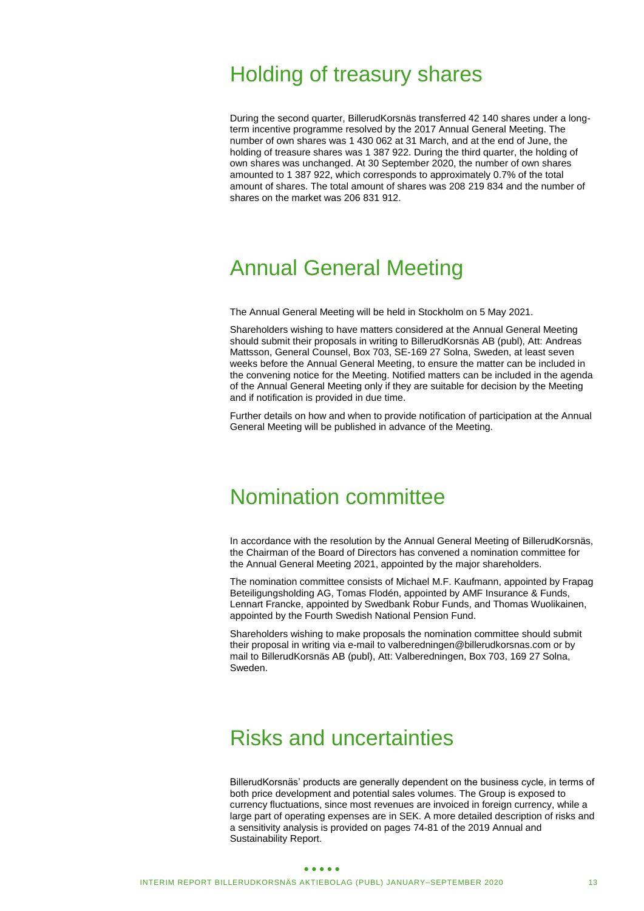# Holding of treasury shares

During the second quarter, BillerudKorsnäs transferred 42 140 shares under a long-term incentive programme resolved by the 2017 Annual General Meeting. The number of own shares was 1 430 062 at 31 March, and at the end of June, the holding of treasure shares was 1 387 922. During the third quarter, the holding of own shares was unchanged. At 30 September 2020, the number of own shares amounted to 1 387 922, which corresponds to approximately 0.7% of the total amount of shares. The total amount of shares was 208 219 834 and the number of shares on the market was 206 831 912.

# Annual General Meeting

The Annual General Meeting will be held in Stockholm on 5 May 2021.

Shareholders wishing to have matters considered at the Annual General Meeting should submit their proposals in writing to BillerudKorsnäs AB (publ), Att: Andreas Mattsson, General Counsel, Box 703, SE-169 27 Solna, Sweden, at least seven weeks before the Annual General Meeting, to ensure the matter can be included in the convening notice for the Meeting. Notified matters can be included in the agenda of the Annual General Meeting only if they are suitable for decision by the Meeting and if notification is provided in due time.

Further details on how and when to provide notification of participation at the Annual General Meeting will be published in advance of the Meeting.

# Nomination committee

In accordance with the resolution by the Annual General Meeting of BillerudKorsnäs, the Chairman of the Board of Directors has convened a nomination committee for the Annual General Meeting 2021, appointed by the major shareholders.

The nomination committee consists of Michael M.F. Kaufmann, appointed by Frapag Beteiligungsholding AG, Tomas Flodén, appointed by AMF Insurance & Funds, Lennart Francke, appointed by Swedbank Robur Funds, and Thomas Wuolikainen, appointed by the Fourth Swedish National Pension Fund.

Shareholders wishing to make proposals the nomination committee should submit their proposal in writing via e-mail to valberedningen@billerudkorsnas.com or by mail to BillerudKorsnäs AB (publ), Att: Valberedningen, Box 703, 169 27 Solna, Sweden.

# Risks and uncertainties

BillerudKorsnäs' products are generally dependent on the business cycle, in terms of both price development and potential sales volumes. The Group is exposed to currency fluctuations, since most revenues are invoiced in foreign currency, while a large part of operating expenses are in SEK. A more detailed description of risks and a sensitivity analysis is provided on pages 74-81 of the 2019 Annual and Sustainability Report.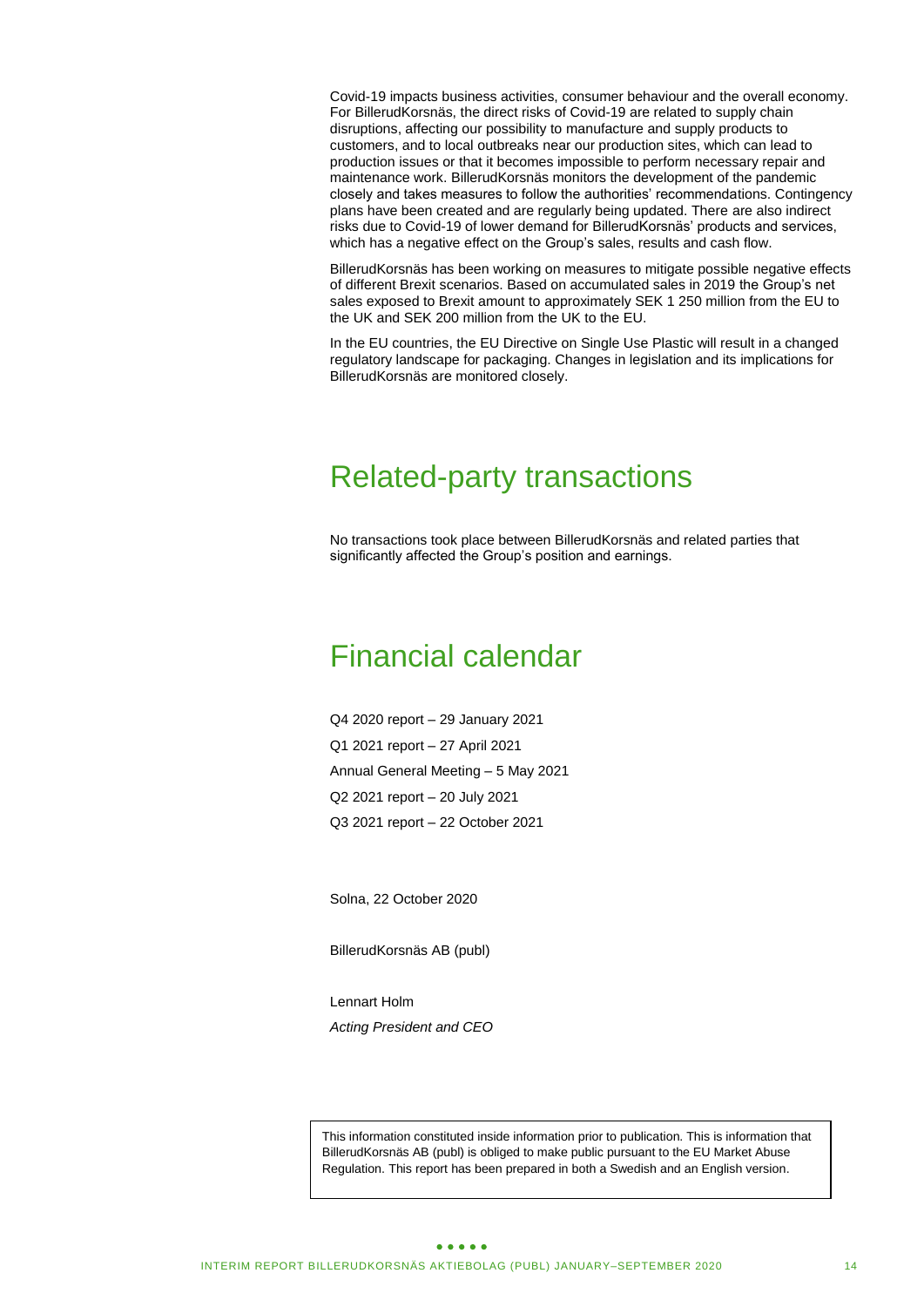Covid-19 impacts business activities, consumer behaviour and the overall economy. For BillerudKorsnäs, the direct risks of Covid-19 are related to supply chain disruptions, affecting our possibility to manufacture and supply products to customers, and to local outbreaks near our production sites, which can lead to production issues or that it becomes impossible to perform necessary repair and maintenance work. BillerudKorsnäs monitors the development of the pandemic closely and takes measures to follow the authorities' recommendations. Contingency plans have been created and are regularly being updated. There are also indirect risks due to Covid-19 of lower demand for BillerudKorsnäs' products and services, which has a negative effect on the Group's sales, results and cash flow.

BillerudKorsnäs has been working on measures to mitigate possible negative effects of different Brexit scenarios. Based on accumulated sales in 2019 the Group's net sales exposed to Brexit amount to approximately SEK 1 250 million from the EU to the UK and SEK 200 million from the UK to the EU.

In the EU countries, the EU Directive on Single Use Plastic will result in a changed regulatory landscape for packaging. Changes in legislation and its implications for BillerudKorsnäs are monitored closely.

# Related-party transactions

No transactions took place between BillerudKorsnäs and related parties that significantly affected the Group's position and earnings.

# Financial calendar

Q4 2020 report – 29 January 2021

Q1 2021 report – 27 April 2021

Annual General Meeting – 5 May 2021

Q2 2021 report – 20 July 2021

Q3 2021 report – 22 October 2021

Solna, 22 October 2020

BillerudKorsnäs AB (publ)

Lennart Holm

*Acting President and CEO*

This information constituted inside information prior to publication. This is information that BillerudKorsnäs AB (publ) is obliged to make public pursuant to the EU Market Abuse Regulation. This report has been prepared in both a Swedish and an English version.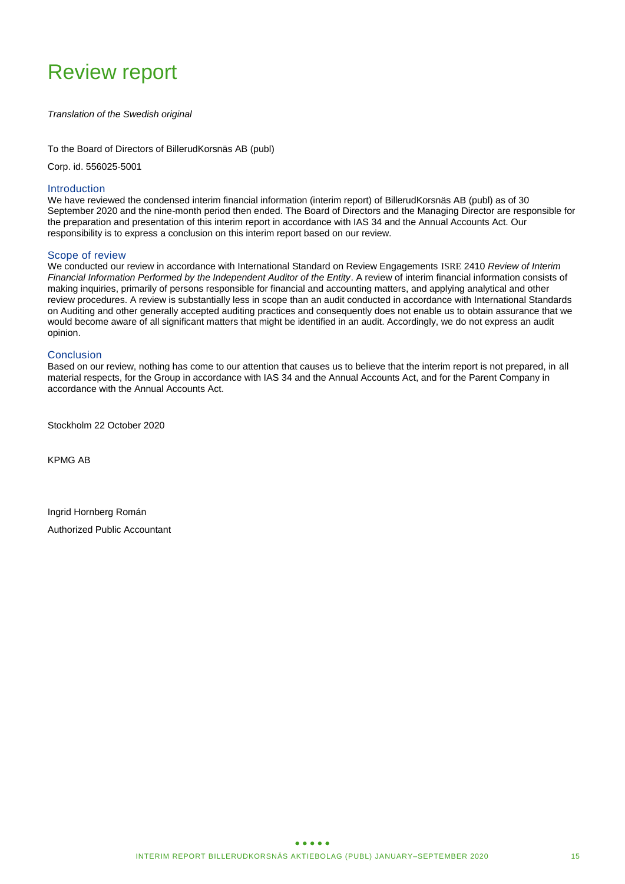# Review report

*Translation of the Swedish original*

To the Board of Directors of BillerudKorsnäs AB (publ)

Corp. id. 556025-5001

## Introduction

We have reviewed the condensed interim financial information (interim report) of BillerudKorsnäs AB (publ) as of 30 September 2020 and the nine-month period then ended. The Board of Directors and the Managing Director are responsible for the preparation and presentation of this interim report in accordance with IAS 34 and the Annual Accounts Act. Our responsibility is to express a conclusion on this interim report based on our review.

## Scope of review

We conducted our review in accordance with International Standard on Review Engagements ISRE 2410 *Review of Interim Financial Information Performed by the Independent Auditor of the Entity*. A review of interim financial information consists of making inquiries, primarily of persons responsible for financial and accounting matters, and applying analytical and other review procedures. A review is substantially less in scope than an audit conducted in accordance with International Standards on Auditing and other generally accepted auditing practices and consequently does not enable us to obtain assurance that we would become aware of all significant matters that might be identified in an audit. Accordingly, we do not express an audit opinion.

## Conclusion

Based on our review, nothing has come to our attention that causes us to believe that the interim report is not prepared, in all material respects, for the Group in accordance with IAS 34 and the Annual Accounts Act, and for the Parent Company in accordance with the Annual Accounts Act.

Stockholm 22 October 2020

KPMG AB

Ingrid Hornberg Román

Authorized Public Accountant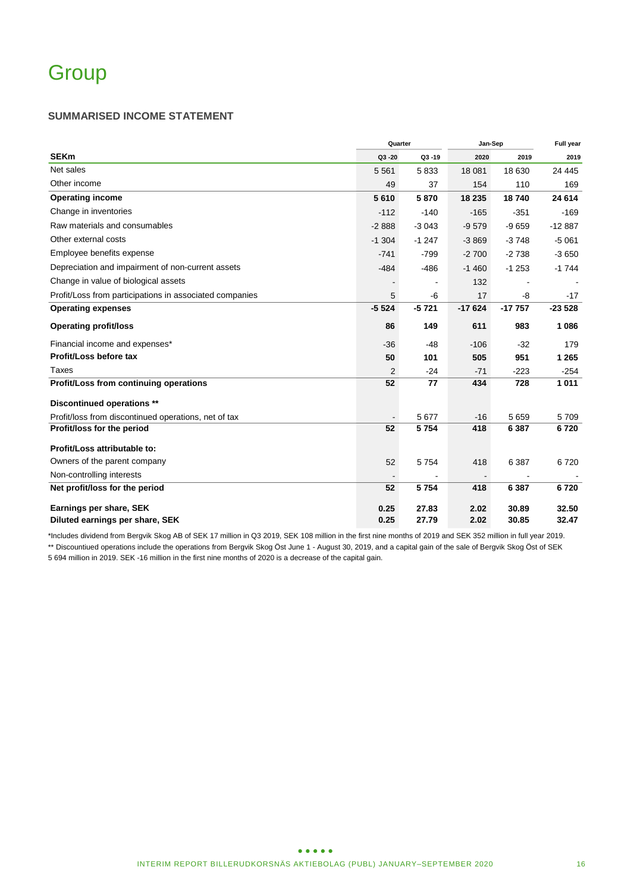# Group

### SUMMARISED INCOME STATEMENT

| SEKm | Quarter | | Jan-Sep | | Full year |
|---|---|---|---|---|---|
| | Q3 -20 | Q3 -19 | 2020 | 2019 | 2019 |
| Net sales | 5 561 | 5 833 | 18 081 | 18 630 | 24 445 |
| Other income | 49 | 37 | 154 | 110 | 169 |
| **Operating income** | **5 610** | **5 870** | **18 235** | **18 740** | **24 614** |
| Change in inventories | -112 | -140 | -165 | -351 | -169 |
| Raw materials and consumables | -2 888 | -3 043 | -9 579 | -9 659 | -12 887 |
| Other external costs | -1 304 | -1 247 | -3 869 | -3 748 | -5 061 |
| Employee benefits expense | -741 | -799 | -2 700 | -2 738 | -3 650 |
| Depreciation and impairment of non-current assets | -484 | -486 | -1 460 | -1 253 | -1 744 |
| Change in value of biological assets | - | - | 132 | - | - |
| Profit/Loss from participations in associated companies | 5 | -6 | 17 | -8 | -17 |
| **Operating expenses** | **-5 524** | **-5 721** | **-17 624** | **-17 757** | **-23 528** |
| **Operating profit/loss** | **86** | **149** | **611** | **983** | **1 086** |
| Financial income and expenses* | -36 | -48 | -106 | -32 | 179 |
| **Profit/Loss before tax** | **50** | **101** | **505** | **951** | **1 265** |
| Taxes | 2 | -24 | -71 | -223 | -254 |
| **Profit/Loss from continuing operations** | **52** | **77** | **434** | **728** | **1 011** |
| **Discontinued operations \*\*** | | | | | |
| Profit/loss from discontinued operations, net of tax | - | 5 677 | -16 | 5 659 | 5 709 |
| **Profit/loss for the period** | **52** | **5 754** | **418** | **6 387** | **6 720** |
| **Profit/Loss attributable to:** | | | | | |
| Owners of the parent company | 52 | 5 754 | 418 | 6 387 | 6 720 |
| Non-controlling interests | - | - | - | - | - |
| **Net profit/loss for the period** | **52** | **5 754** | **418** | **6 387** | **6 720** |
| **Earnings per share, SEK** | **0.25** | **27.83** | **2.02** | **30.89** | **32.50** |
| **Diluted earnings per share, SEK** | **0.25** | **27.79** | **2.02** | **30.85** | **32.47** |

*Includes dividend from Bergvik Skog AB of SEK 17 million in Q3 2019, SEK 108 million in the first nine months of 2019 and SEK 352 million in full year 2019.

** Discountiued operations include the operations from Bergvik Skog Öst June 1 - August 30, 2019, and a capital gain of the sale of Bergvik Skog Öst of SEK 5 694 million in 2019. SEK -16 million in the first nine months of 2020 is a decrease of the capital gain.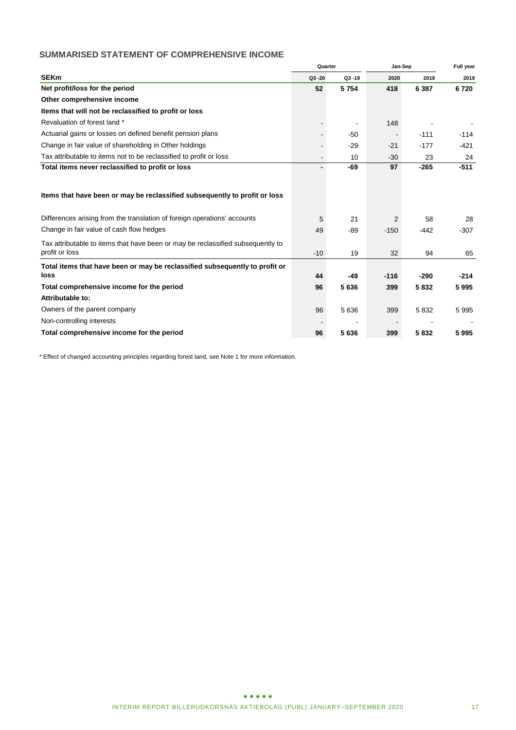## SUMMARISED STATEMENT OF COMPREHENSIVE INCOME

| | Quarter | | Jan-Sep | | Full year |
|---|---|---|---|---|---|
| **SEKm** | Q3 -20 | Q3 -19 | 2020 | 2019 | 2019 |
| **Net profit/loss for the period** | **52** | **5 754** | **418** | **6 387** | **6 720** |
| **Other comprehensive income** | | | | | |
| **Items that will not be reclassified to profit or loss** | | | | | |
| Revaluation of forest land * | - | - | 148 | - | - |
| Actuarial gains or losses on defined benefit pension plans | - | -50 | - | -111 | -114 |
| Change in fair value of shareholding in Other holdings | - | -29 | -21 | -177 | -421 |
| Tax attributable to items not to be reclassified to profit or loss | - | 10 | -30 | 23 | 24 |
| **Total items never reclassified to profit or loss** | **-** | **-69** | **97** | **-265** | **-511** |
| **Items that have been or may be reclassified subsequently to profit or loss** | | | | | |
| Differences arising from the translation of foreign operations' accounts | 5 | 21 | 2 | 58 | 28 |
| Change in fair value of cash flow hedges | 49 | -89 | -150 | -442 | -307 |
| Tax attributable to items that have been or may be reclassified subsequently to profit or loss | -10 | 19 | 32 | 94 | 65 |
| **Total items that have been or may be reclassified subsequently to profit or loss** | **44** | **-49** | **-116** | **-290** | **-214** |
| **Total comprehensive income for the period** | **96** | **5 636** | **399** | **5 832** | **5 995** |
| **Attributable to:** | | | | | |
| Owners of the parent company | 96 | 5 636 | 399 | 5 832 | 5 995 |
| Non-controlling interests | - | - | - | - | - |
| **Total comprehensive income for the period** | **96** | **5 636** | **399** | **5 832** | **5 995** |

* Effect of changed accounting principles regarding forest land, see Note 1 for more information.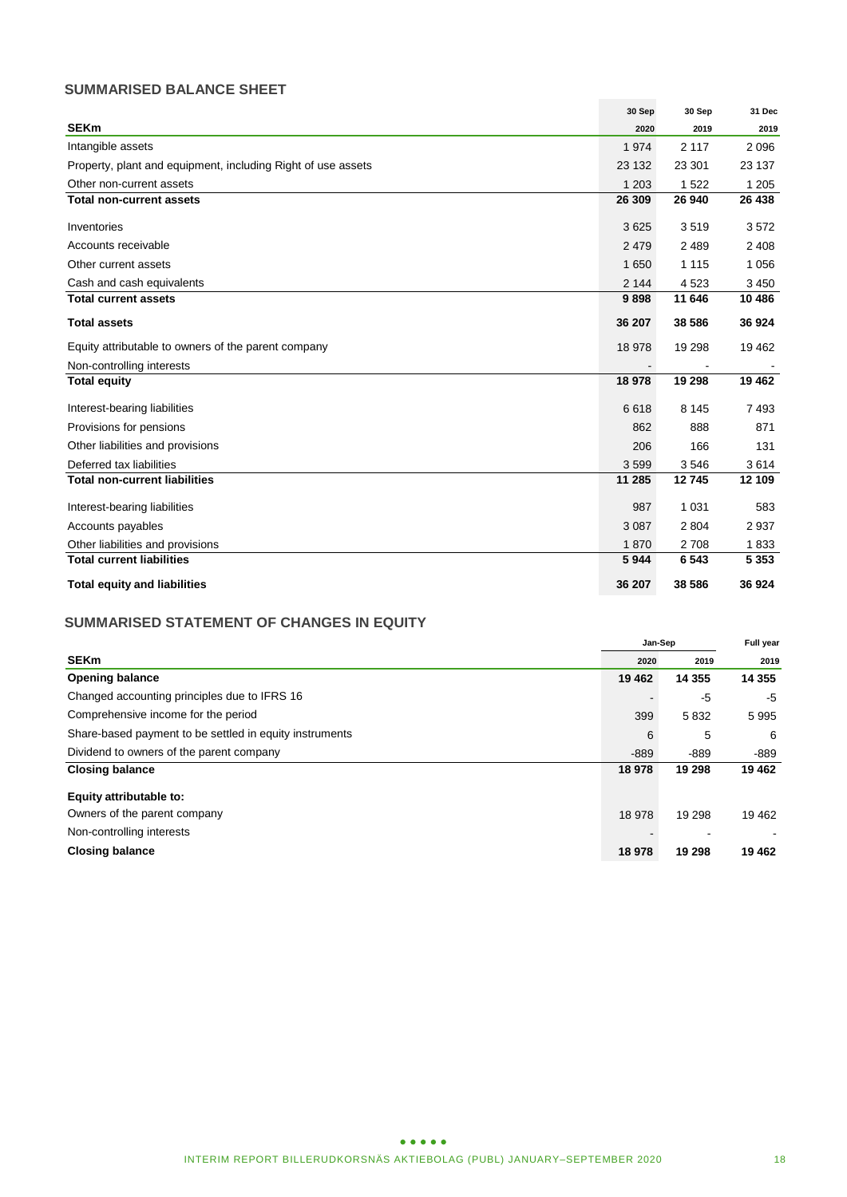## SUMMARISED BALANCE SHEET

| SEKm | 30 Sep 2020 | 30 Sep 2019 | 31 Dec 2019 |
|---|---|---|---|
| Intangible assets | 1 974 | 2 117 | 2 096 |
| Property, plant and equipment, including Right of use assets | 23 132 | 23 301 | 23 137 |
| Other non-current assets | 1 203 | 1 522 | 1 205 |
| **Total non-current assets** | **26 309** | **26 940** | **26 438** |
| Inventories | 3 625 | 3 519 | 3 572 |
| Accounts receivable | 2 479 | 2 489 | 2 408 |
| Other current assets | 1 650 | 1 115 | 1 056 |
| Cash and cash equivalents | 2 144 | 4 523 | 3 450 |
| **Total current assets** | **9 898** | **11 646** | **10 486** |
| **Total assets** | **36 207** | **38 586** | **36 924** |
| Equity attributable to owners of the parent company | 18 978 | 19 298 | 19 462 |
| Non-controlling interests | - | - | - |
| **Total equity** | **18 978** | **19 298** | **19 462** |
| Interest-bearing liabilities | 6 618 | 8 145 | 7 493 |
| Provisions for pensions | 862 | 888 | 871 |
| Other liabilities and provisions | 206 | 166 | 131 |
| Deferred tax liabilities | 3 599 | 3 546 | 3 614 |
| **Total non-current liabilities** | **11 285** | **12 745** | **12 109** |
| Interest-bearing liabilities | 987 | 1 031 | 583 |
| Accounts payables | 3 087 | 2 804 | 2 937 |
| Other liabilities and provisions | 1 870 | 2 708 | 1 833 |
| **Total current liabilities** | **5 944** | **6 543** | **5 353** |
| **Total equity and liabilities** | **36 207** | **38 586** | **36 924** |

## SUMMARISED STATEMENT OF CHANGES IN EQUITY

| SEKm | Jan-Sep 2020 | Jan-Sep 2019 | Full year 2019 |
|---|---|---|---|
| **Opening balance** | **19 462** | **14 355** | **14 355** |
| Changed accounting principles due to IFRS 16 | - | -5 | -5 |
| Comprehensive income for the period | 399 | 5 832 | 5 995 |
| Share-based payment to be settled in equity instruments | 6 | 5 | 6 |
| Dividend to owners of the parent company | -889 | -889 | -889 |
| **Closing balance** | **18 978** | **19 298** | **19 462** |
| **Equity attributable to:** | | | |
| Owners of the parent company | 18 978 | 19 298 | 19 462 |
| Non-controlling interests | - | - | - |
| **Closing balance** | **18 978** | **19 298** | **19 462** |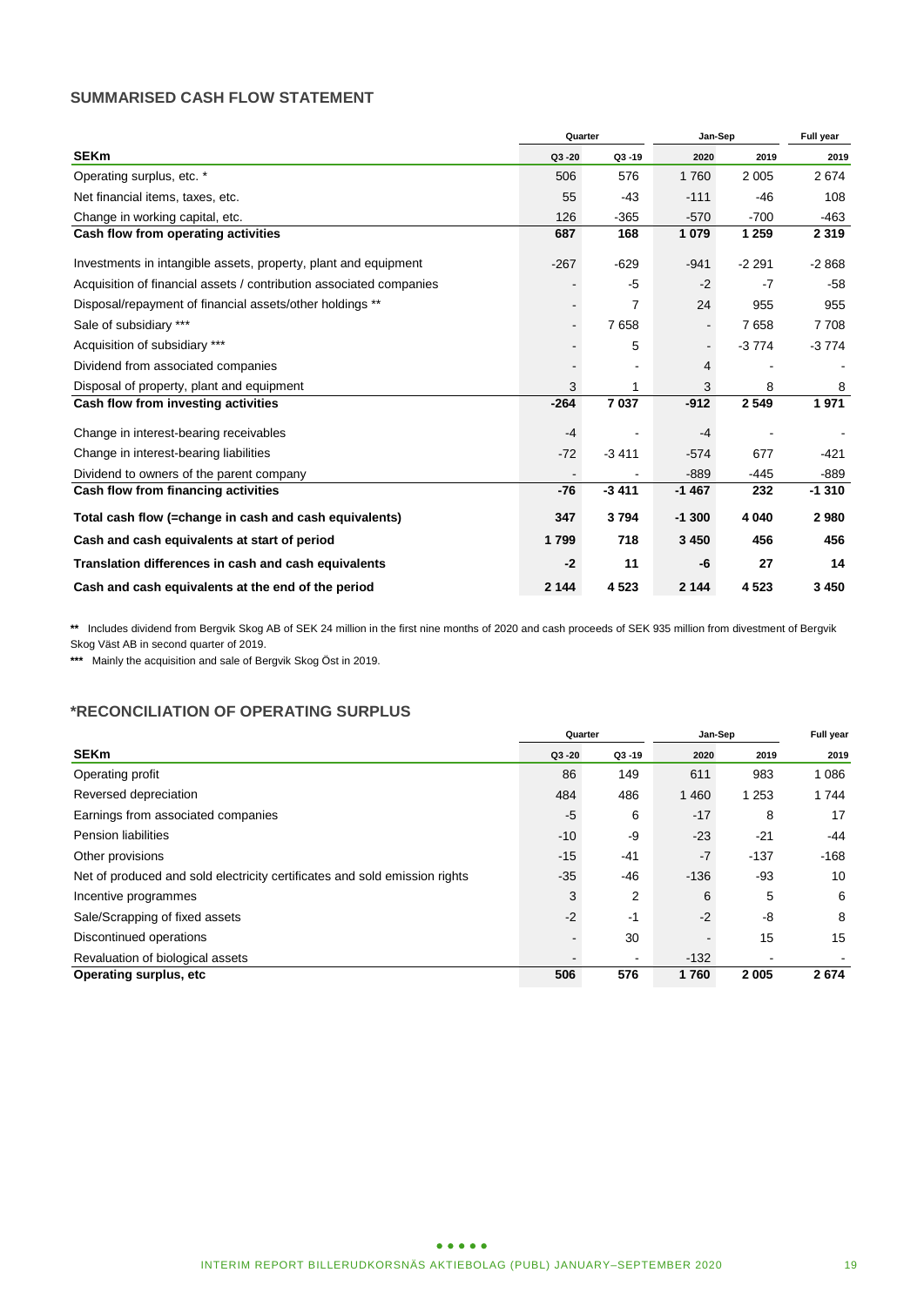## SUMMARISED CASH FLOW STATEMENT

| | Quarter | | Jan-Sep | | Full year |
|---|---|---|---|---|---|
| **SEKm** | Q3 -20 | Q3 -19 | 2020 | 2019 | 2019 |
| Operating surplus, etc. * | 506 | 576 | 1 760 | 2 005 | 2 674 |
| Net financial items, taxes, etc. | 55 | -43 | -111 | -46 | 108 |
| Change in working capital, etc. | 126 | -365 | -570 | -700 | -463 |
| **Cash flow from operating activities** | **687** | **168** | **1 079** | **1 259** | **2 319** |
| Investments in intangible assets, property, plant and equipment | -267 | -629 | -941 | -2 291 | -2 868 |
| Acquisition of financial assets / contribution associated companies | - | -5 | -2 | -7 | -58 |
| Disposal/repayment of financial assets/other holdings ** | - | 7 | 24 | 955 | 955 |
| Sale of subsidiary *** | - | 7 658 | - | 7 658 | 7 708 |
| Acquisition of subsidiary *** | - | 5 | - | -3 774 | -3 774 |
| Dividend from associated companies | - | - | 4 | - | - |
| Disposal of property, plant and equipment | 3 | 1 | 3 | 8 | 8 |
| **Cash flow from investing activities** | **-264** | **7 037** | **-912** | **2 549** | **1 971** |
| Change in interest-bearing receivables | -4 | - | -4 | - | - |
| Change in interest-bearing liabilities | -72 | -3 411 | -574 | 677 | -421 |
| Dividend to owners of the parent company | - | - | -889 | -445 | -889 |
| **Cash flow from financing activities** | **-76** | **-3 411** | **-1 467** | **232** | **-1 310** |
| **Total cash flow (=change in cash and cash equivalents)** | **347** | **3 794** | **-1 300** | **4 040** | **2 980** |
| **Cash and cash equivalents at start of period** | **1 799** | **718** | **3 450** | **456** | **456** |
| **Translation differences in cash and cash equivalents** | **-2** | **11** | **-6** | **27** | **14** |
| **Cash and cash equivalents at the end of the period** | **2 144** | **4 523** | **2 144** | **4 523** | **3 450** |

** Includes dividend from Bergvik Skog AB of SEK 24 million in the first nine months of 2020 and cash proceeds of SEK 935 million from divestment of Bergvik Skog Väst AB in second quarter of 2019.

*** Mainly the acquisition and sale of Bergvik Skog Öst in 2019.

## *RECONCILIATION OF OPERATING SURPLUS

| | Quarter | | Jan-Sep | | Full year |
|---|---|---|---|---|---|
| **SEKm** | Q3 -20 | Q3 -19 | 2020 | 2019 | 2019 |
| Operating profit | 86 | 149 | 611 | 983 | 1 086 |
| Reversed depreciation | 484 | 486 | 1 460 | 1 253 | 1 744 |
| Earnings from associated companies | -5 | 6 | -17 | 8 | 17 |
| Pension liabilities | -10 | -9 | -23 | -21 | -44 |
| Other provisions | -15 | -41 | -7 | -137 | -168 |
| Net of produced and sold electricity certificates and sold emission rights | -35 | -46 | -136 | -93 | 10 |
| Incentive programmes | 3 | 2 | 6 | 5 | 6 |
| Sale/Scrapping of fixed assets | -2 | -1 | -2 | -8 | 8 |
| Discontinued operations | - | 30 | - | 15 | 15 |
| Revaluation of biological assets | - | - | -132 | - | - |
| **Operating surplus, etc** | **506** | **576** | **1 760** | **2 005** | **2 674** |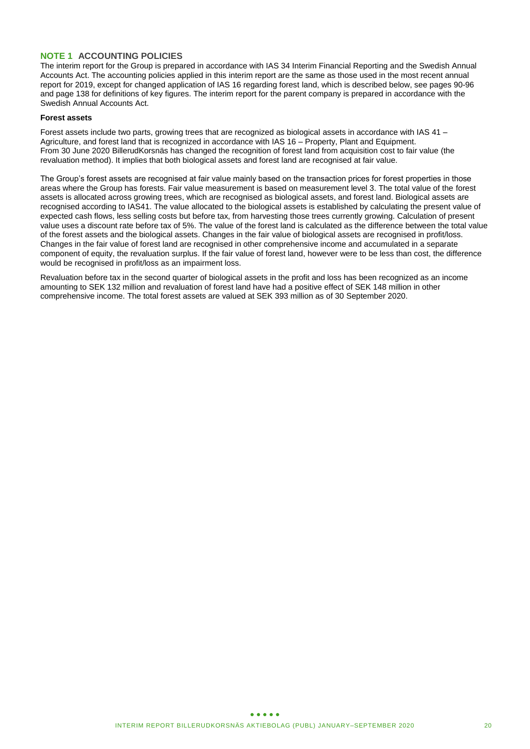## NOTE 1 ACCOUNTING POLICIES

The interim report for the Group is prepared in accordance with IAS 34 Interim Financial Reporting and the Swedish Annual Accounts Act. The accounting policies applied in this interim report are the same as those used in the most recent annual report for 2019, except for changed application of IAS 16 regarding forest land, which is described below, see pages 90-96 and page 138 for definitions of key figures. The interim report for the parent company is prepared in accordance with the Swedish Annual Accounts Act.

**Forest assets**

Forest assets include two parts, growing trees that are recognized as biological assets in accordance with IAS 41 – Agriculture, and forest land that is recognized in accordance with IAS 16 – Property, Plant and Equipment. From 30 June 2020 BillerudKorsnäs has changed the recognition of forest land from acquisition cost to fair value (the revaluation method). It implies that both biological assets and forest land are recognised at fair value.

The Group's forest assets are recognised at fair value mainly based on the transaction prices for forest properties in those areas where the Group has forests. Fair value measurement is based on measurement level 3. The total value of the forest assets is allocated across growing trees, which are recognised as biological assets, and forest land. Biological assets are recognised according to IAS41. The value allocated to the biological assets is established by calculating the present value of expected cash flows, less selling costs but before tax, from harvesting those trees currently growing. Calculation of present value uses a discount rate before tax of 5%. The value of the forest land is calculated as the difference between the total value of the forest assets and the biological assets. Changes in the fair value of biological assets are recognised in profit/loss. Changes in the fair value of forest land are recognised in other comprehensive income and accumulated in a separate component of equity, the revaluation surplus. If the fair value of forest land, however were to be less than cost, the difference would be recognised in profit/loss as an impairment loss.

Revaluation before tax in the second quarter of biological assets in the profit and loss has been recognized as an income amounting to SEK 132 million and revaluation of forest land have had a positive effect of SEK 148 million in other comprehensive income. The total forest assets are valued at SEK 393 million as of 30 September 2020.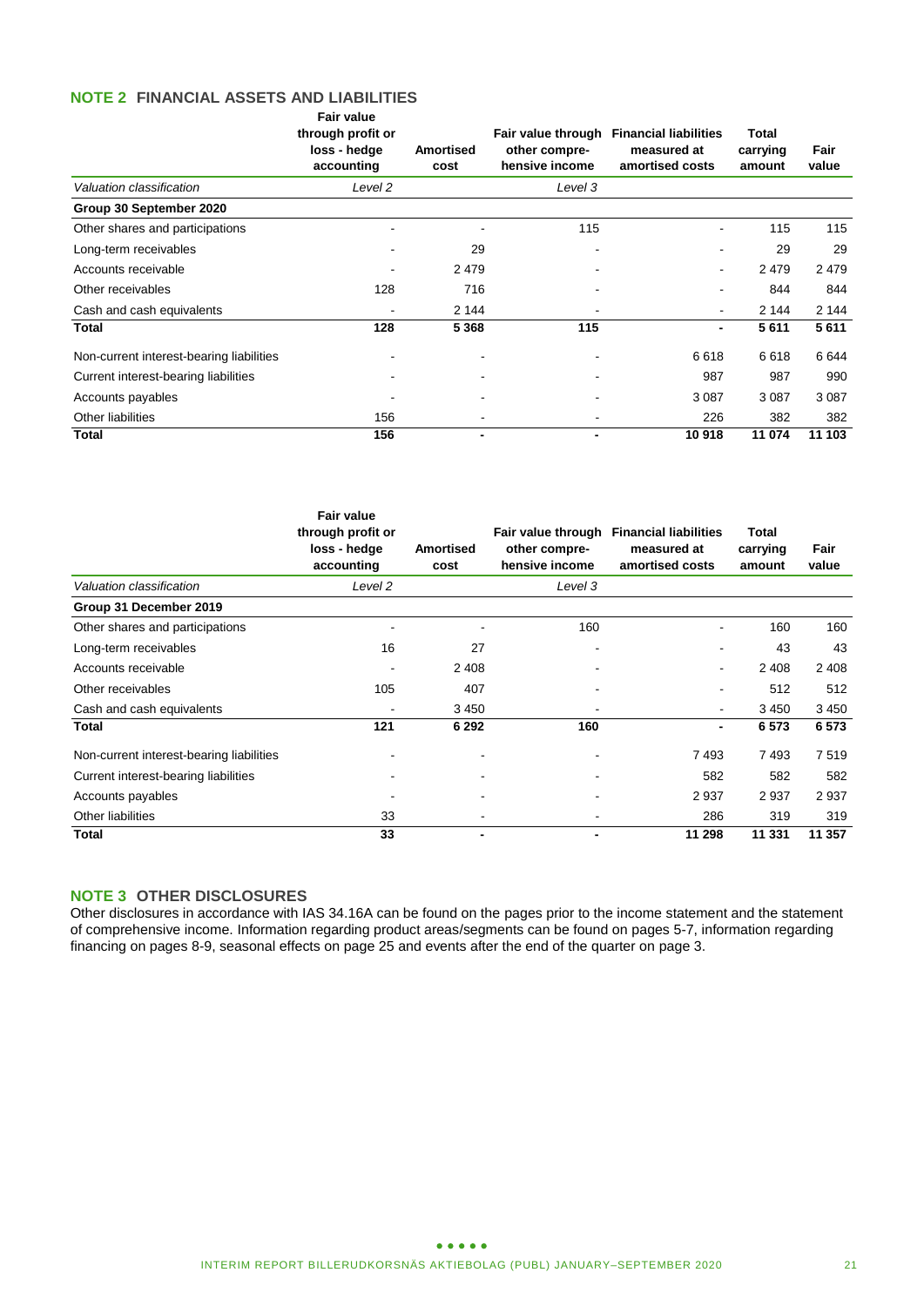## NOTE 2 FINANCIAL ASSETS AND LIABILITIES

| | Fair value through profit or loss - hedge accounting | Amortised cost | Fair value through other compre-hensive income | Financial liabilities measured at amortised costs | Total carrying amount | Fair value |
|---|---|---|---|---|---|---|
| *Valuation classification* | *Level 2* | | *Level 3* | | | |
| **Group 30 September 2020** | | | | | | |
| Other shares and participations | - | - | 115 | - | 115 | 115 |
| Long-term receivables | - | 29 | - | - | 29 | 29 |
| Accounts receivable | - | 2 479 | - | - | 2 479 | 2 479 |
| Other receivables | 128 | 716 | - | - | 844 | 844 |
| Cash and cash equivalents | - | 2 144 | - | - | 2 144 | 2 144 |
| **Total** | **128** | **5 368** | **115** | **-** | **5 611** | **5 611** |
| Non-current interest-bearing liabilities | - | - | - | 6 618 | 6 618 | 6 644 |
| Current interest-bearing liabilities | - | - | - | 987 | 987 | 990 |
| Accounts payables | - | - | - | 3 087 | 3 087 | 3 087 |
| Other liabilities | 156 | - | - | 226 | 382 | 382 |
| **Total** | **156** | **-** | **-** | **10 918** | **11 074** | **11 103** |

| | Fair value through profit or loss - hedge accounting | Amortised cost | Fair value through other compre-hensive income | Financial liabilities measured at amortised costs | Total carrying amount | Fair value |
|---|---|---|---|---|---|---|
| *Valuation classification* | *Level 2* | | *Level 3* | | | |
| **Group 31 December 2019** | | | | | | |
| Other shares and participations | - | - | 160 | - | 160 | 160 |
| Long-term receivables | 16 | 27 | - | - | 43 | 43 |
| Accounts receivable | - | 2 408 | - | - | 2 408 | 2 408 |
| Other receivables | 105 | 407 | - | - | 512 | 512 |
| Cash and cash equivalents | - | 3 450 | - | - | 3 450 | 3 450 |
| **Total** | **121** | **6 292** | **160** | **-** | **6 573** | **6 573** |
| Non-current interest-bearing liabilities | - | - | - | 7 493 | 7 493 | 7 519 |
| Current interest-bearing liabilities | - | - | - | 582 | 582 | 582 |
| Accounts payables | - | - | - | 2 937 | 2 937 | 2 937 |
| Other liabilities | 33 | - | - | 286 | 319 | 319 |
| **Total** | **33** | **-** | **-** | **11 298** | **11 331** | **11 357** |

## NOTE 3 OTHER DISCLOSURES

Other disclosures in accordance with IAS 34.16A can be found on the pages prior to the income statement and the statement of comprehensive income. Information regarding product areas/segments can be found on pages 5-7, information regarding financing on pages 8-9, seasonal effects on page 25 and events after the end of the quarter on page 3.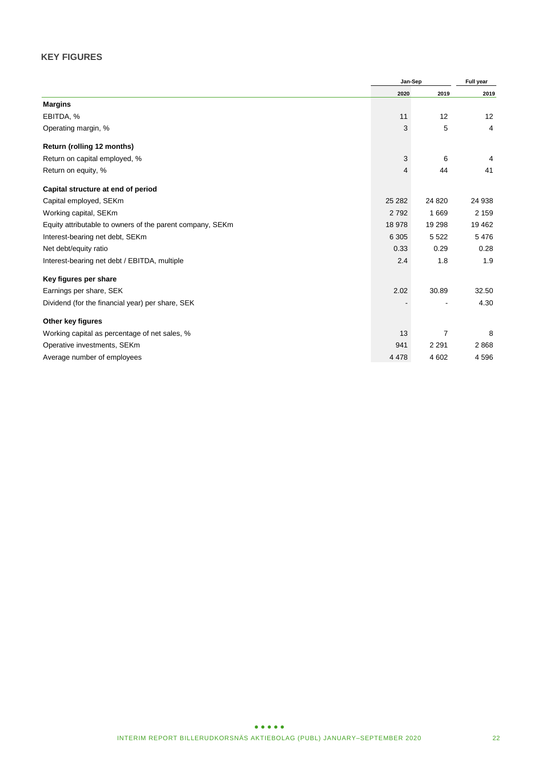## KEY FIGURES

| | Jan-Sep | | Full year |
|---|---|---|---|
| | 2020 | 2019 | 2019 |
| **Margins** | | | |
| EBITDA, % | 11 | 12 | 12 |
| Operating margin, % | 3 | 5 | 4 |
| **Return (rolling 12 months)** | | | |
| Return on capital employed, % | 3 | 6 | 4 |
| Return on equity, % | 4 | 44 | 41 |
| **Capital structure at end of period** | | | |
| Capital employed, SEKm | 25 282 | 24 820 | 24 938 |
| Working capital, SEKm | 2 792 | 1 669 | 2 159 |
| Equity attributable to owners of the parent company, SEKm | 18 978 | 19 298 | 19 462 |
| Interest-bearing net debt, SEKm | 6 305 | 5 522 | 5 476 |
| Net debt/equity ratio | 0.33 | 0.29 | 0.28 |
| Interest-bearing net debt / EBITDA, multiple | 2.4 | 1.8 | 1.9 |
| **Key figures per share** | | | |
| Earnings per share, SEK | 2.02 | 30.89 | 32.50 |
| Dividend (for the financial year) per share, SEK | - | - | 4.30 |
| **Other key figures** | | | |
| Working capital as percentage of net sales, % | 13 | 7 | 8 |
| Operative investments, SEKm | 941 | 2 291 | 2 868 |
| Average number of employees | 4 478 | 4 602 | 4 596 |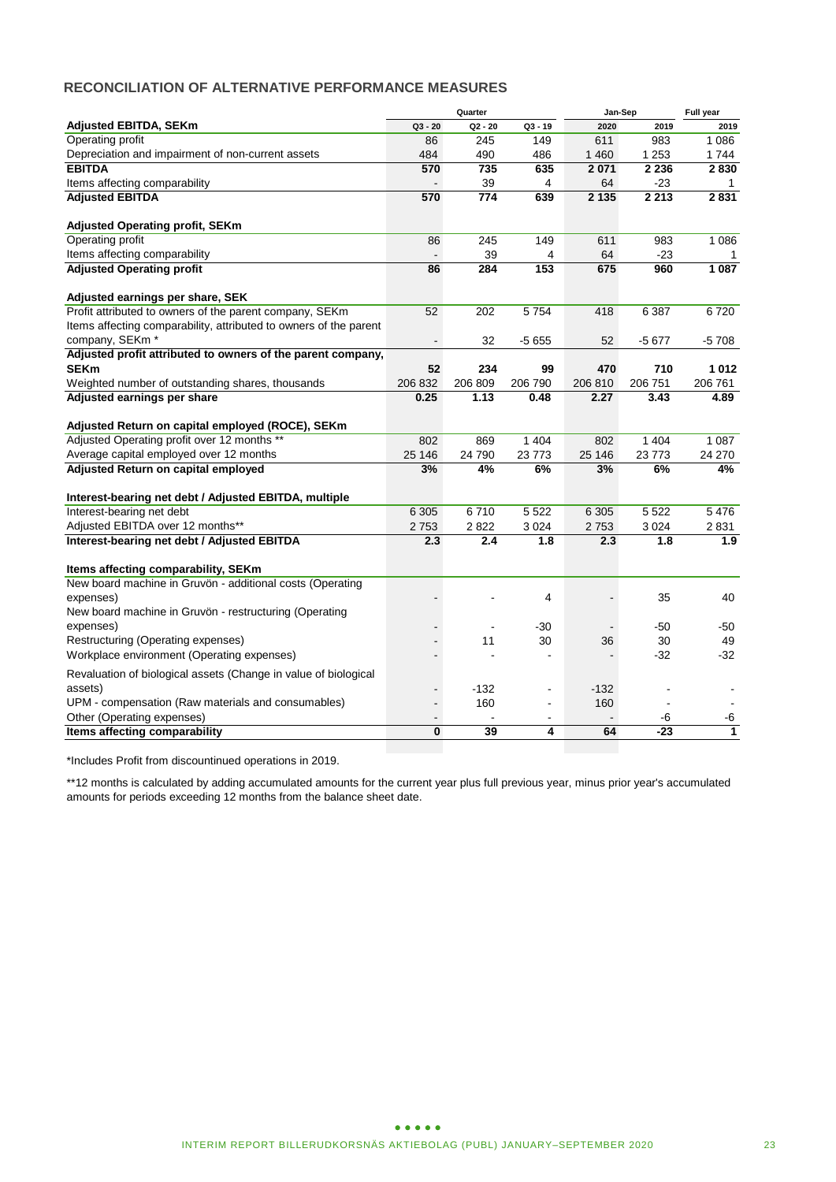## RECONCILIATION OF ALTERNATIVE PERFORMANCE MEASURES

| | Quarter | | | Jan-Sep | | Full year |
|---|---|---|---|---|---|---|
| **Adjusted EBITDA, SEKm** | Q3 - 20 | Q2 - 20 | Q3 - 19 | 2020 | 2019 | 2019 |
| Operating profit | 86 | 245 | 149 | 611 | 983 | 1 086 |
| Depreciation and impairment of non-current assets | 484 | 490 | 486 | 1 460 | 1 253 | 1 744 |
| **EBITDA** | **570** | **735** | **635** | **2 071** | **2 236** | **2 830** |
| Items affecting comparability | - | 39 | 4 | 64 | -23 | 1 |
| **Adjusted EBITDA** | **570** | **774** | **639** | **2 135** | **2 213** | **2 831** |
| | | | | | | |
| **Adjusted Operating profit, SEKm** | | | | | | |
| Operating profit | 86 | 245 | 149 | 611 | 983 | 1 086 |
| Items affecting comparability | - | 39 | 4 | 64 | -23 | 1 |
| **Adjusted Operating profit** | **86** | **284** | **153** | **675** | **960** | **1 087** |
| | | | | | | |
| **Adjusted earnings per share, SEK** | | | | | | |
| Profit attributed to owners of the parent company, SEKm | 52 | 202 | 5 754 | 418 | 6 387 | 6 720 |
| Items affecting comparability, attributed to owners of the parent company, SEKm * | - | 32 | -5 655 | 52 | -5 677 | -5 708 |
| **Adjusted profit attributed to owners of the parent company, SEKm** | **52** | **234** | **99** | **470** | **710** | **1 012** |
| Weighted number of outstanding shares, thousands | 206 832 | 206 809 | 206 790 | 206 810 | 206 751 | 206 761 |
| **Adjusted earnings per share** | **0.25** | **1.13** | **0.48** | **2.27** | **3.43** | **4.89** |
| | | | | | | |
| **Adjusted Return on capital employed (ROCE), SEKm** | | | | | | |
| Adjusted Operating profit over 12 months ** | 802 | 869 | 1 404 | 802 | 1 404 | 1 087 |
| Average capital employed over 12 months | 25 146 | 24 790 | 23 773 | 25 146 | 23 773 | 24 270 |
| **Adjusted Return on capital employed** | **3%** | **4%** | **6%** | **3%** | **6%** | **4%** |
| | | | | | | |
| **Interest-bearing net debt / Adjusted EBITDA, multiple** | | | | | | |
| Interest-bearing net debt | 6 305 | 6 710 | 5 522 | 6 305 | 5 522 | 5 476 |
| Adjusted EBITDA over 12 months** | 2 753 | 2 822 | 3 024 | 2 753 | 3 024 | 2 831 |
| **Interest-bearing net debt / Adjusted EBITDA** | **2.3** | **2.4** | **1.8** | **2.3** | **1.8** | **1.9** |
| | | | | | | |
| **Items affecting comparability, SEKm** | | | | | | |
| New board machine in Gruvön - additional costs (Operating expenses) | - | - | 4 | - | 35 | 40 |
| New board machine in Gruvön - restructuring (Operating expenses) | - | - | -30 | - | -50 | -50 |
| Restructuring (Operating expenses) | - | 11 | 30 | 36 | 30 | 49 |
| Workplace environment (Operating expenses) | - | - | - | - | -32 | -32 |
| Revaluation of biological assets (Change in value of biological assets) | - | -132 | - | -132 | - | - |
| UPM - compensation (Raw materials and consumables) | - | 160 | - | 160 | - | - |
| Other (Operating expenses) | - | - | - | - | -6 | -6 |
| **Items affecting comparability** | **0** | **39** | **4** | **64** | **-23** | **1** |

*Includes Profit from discountinued operations in 2019.

**12 months is calculated by adding accumulated amounts for the current year plus full previous year, minus prior year's accumulated amounts for periods exceeding 12 months from the balance sheet date.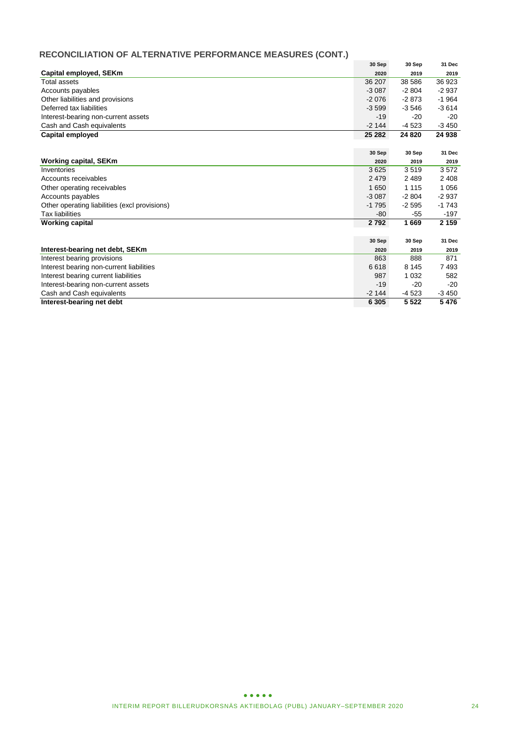## RECONCILIATION OF ALTERNATIVE PERFORMANCE MEASURES (CONT.)

| Capital employed, SEKm | 30 Sep 2020 | 30 Sep 2019 | 31 Dec 2019 |
|---|---|---|---|
| Total assets | 36 207 | 38 586 | 36 923 |
| Accounts payables | -3 087 | -2 804 | -2 937 |
| Other liabilities and provisions | -2 076 | -2 873 | -1 964 |
| Deferred tax liabilities | -3 599 | -3 546 | -3 614 |
| Interest-bearing non-current assets | -19 | -20 | -20 |
| Cash and Cash equivalents | -2 144 | -4 523 | -3 450 |
| **Capital employed** | **25 282** | **24 820** | **24 938** |

| Working capital, SEKm | 30 Sep 2020 | 30 Sep 2019 | 31 Dec 2019 |
|---|---|---|---|
| Inventories | 3 625 | 3 519 | 3 572 |
| Accounts receivables | 2 479 | 2 489 | 2 408 |
| Other operating receivables | 1 650 | 1 115 | 1 056 |
| Accounts payables | -3 087 | -2 804 | -2 937 |
| Other operating liabilities (excl provisions) | -1 795 | -2 595 | -1 743 |
| Tax liabilities | -80 | -55 | -197 |
| **Working capital** | **2 792** | **1 669** | **2 159** |

| Interest-bearing net debt, SEKm | 30 Sep 2020 | 30 Sep 2019 | 31 Dec 2019 |
|---|---|---|---|
| Interest bearing provisions | 863 | 888 | 871 |
| Interest bearing non-current liabilities | 6 618 | 8 145 | 7 493 |
| Interest bearing current liabilities | 987 | 1 032 | 582 |
| Interest-bearing non-current assets | -19 | -20 | -20 |
| Cash and Cash equivalents | -2 144 | -4 523 | -3 450 |
| **Interest-bearing net debt** | **6 305** | **5 522** | **5 476** |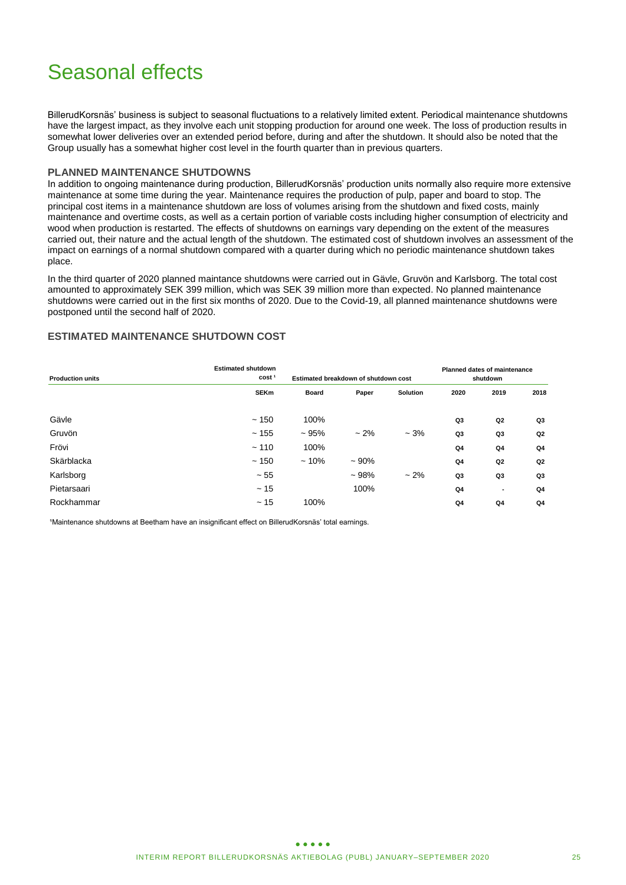# Seasonal effects

BillerudKorsnäs' business is subject to seasonal fluctuations to a relatively limited extent. Periodical maintenance shutdowns have the largest impact, as they involve each unit stopping production for around one week. The loss of production results in somewhat lower deliveries over an extended period before, during and after the shutdown. It should also be noted that the Group usually has a somewhat higher cost level in the fourth quarter than in previous quarters.

### PLANNED MAINTENANCE SHUTDOWNS

In addition to ongoing maintenance during production, BillerudKorsnäs' production units normally also require more extensive maintenance at some time during the year. Maintenance requires the production of pulp, paper and board to stop. The principal cost items in a maintenance shutdown are loss of volumes arising from the shutdown and fixed costs, mainly maintenance and overtime costs, as well as a certain portion of variable costs including higher consumption of electricity and wood when production is restarted. The effects of shutdowns on earnings vary depending on the extent of the measures carried out, their nature and the actual length of the shutdown. The estimated cost of shutdown involves an assessment of the impact on earnings of a normal shutdown compared with a quarter during which no periodic maintenance shutdown takes place.

In the third quarter of 2020 planned maintance shutdowns were carried out in Gävle, Gruvön and Karlsborg. The total cost amounted to approximately SEK 399 million, which was SEK 39 million more than expected. No planned maintenance shutdowns were carried out in the first six months of 2020. Due to the Covid-19, all planned maintenance shutdowns were postponed until the second half of 2020.

### ESTIMATED MAINTENANCE SHUTDOWN COST

| Production units | Estimated shutdown cost [1] | Estimated breakdown of shutdown cost | | | Planned dates of maintenance shutdown | | |
|---|---|---|---|---|---|---|---|
| | SEKm | Board | Paper | Solution | 2020 | 2019 | 2018 |
| Gävle | ~ 150 | 100% | | | Q3 | Q2 | Q3 |
| Gruvön | ~ 155 | ~ 95% | ~ 2% | ~ 3% | Q3 | Q3 | Q2 |
| Frövi | ~ 110 | 100% | | | Q4 | Q4 | Q4 |
| Skärblacka | ~ 150 | ~ 10% | ~ 90% | | Q4 | Q2 | Q2 |
| Karlsborg | ~ 55 | | ~ 98% | ~ 2% | Q3 | Q3 | Q3 |
| Pietarsaari | ~ 15 | | 100% | | Q4 | - | Q4 |
| Rockhammar | ~ 15 | 100% | | | Q4 | Q4 | Q4 |

[1]Maintenance shutdowns at Beetham have an insignificant effect on BillerudKorsnäs' total earnings.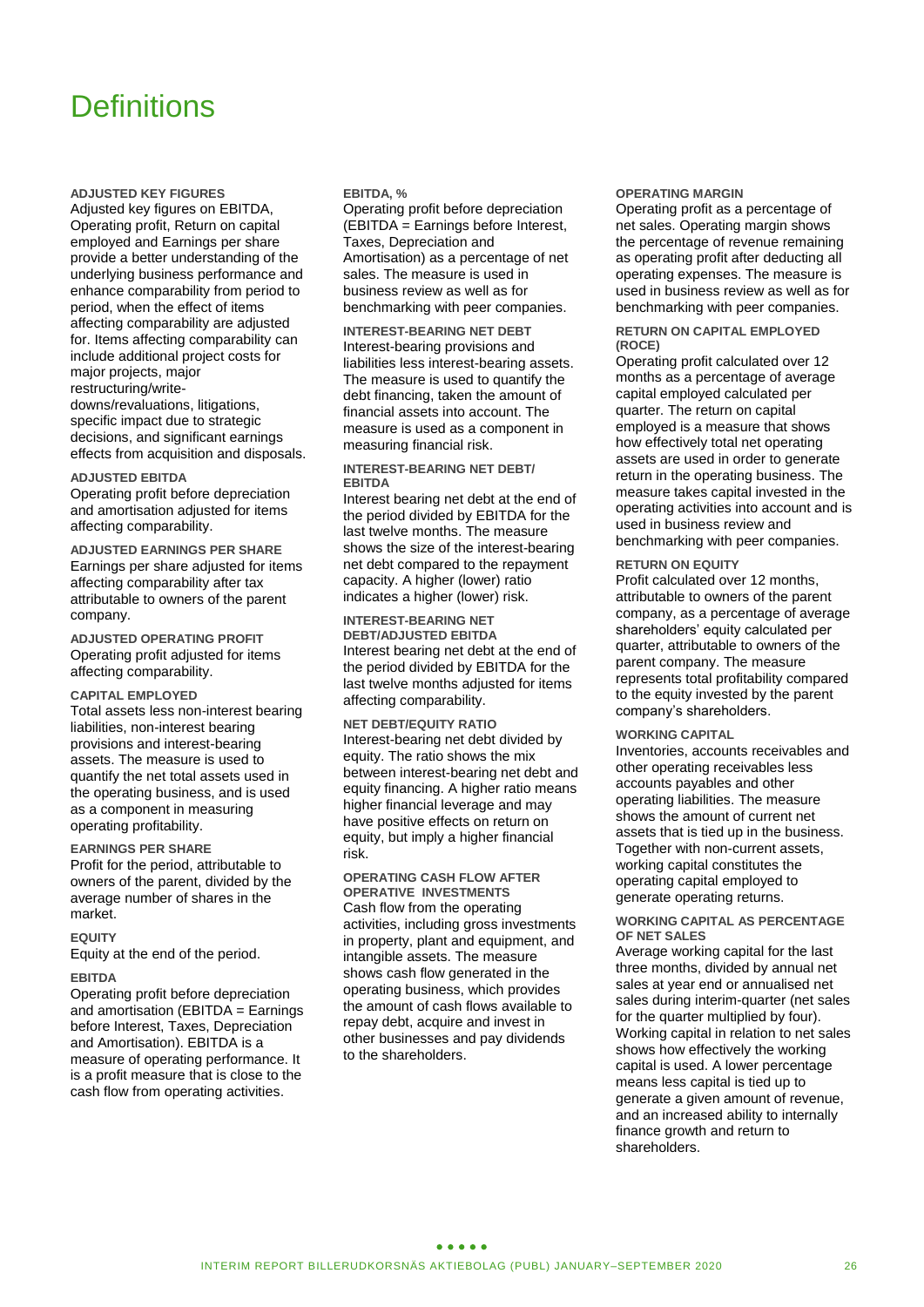# Definitions

### ADJUSTED KEY FIGURES

Adjusted key figures on EBITDA, Operating profit, Return on capital employed and Earnings per share provide a better understanding of the underlying business performance and enhance comparability from period to period, when the effect of items affecting comparability are adjusted for. Items affecting comparability can include additional project costs for major projects, major restructuring/write-downs/revaluations, litigations, specific impact due to strategic decisions, and significant earnings effects from acquisition and disposals.

### ADJUSTED EBITDA

Operating profit before depreciation and amortisation adjusted for items affecting comparability.

### ADJUSTED EARNINGS PER SHARE

Earnings per share adjusted for items affecting comparability after tax attributable to owners of the parent company.

### ADJUSTED OPERATING PROFIT

Operating profit adjusted for items affecting comparability.

### CAPITAL EMPLOYED

Total assets less non-interest bearing liabilities, non-interest bearing provisions and interest-bearing assets. The measure is used to quantify the net total assets used in the operating business, and is used as a component in measuring operating profitability.

### EARNINGS PER SHARE

Profit for the period, attributable to owners of the parent, divided by the average number of shares in the market.

### EQUITY

Equity at the end of the period.

### EBITDA

Operating profit before depreciation and amortisation (EBITDA = Earnings before Interest, Taxes, Depreciation and Amortisation). EBITDA is a measure of operating performance. It is a profit measure that is close to the cash flow from operating activities.

### EBITDA, %

Operating profit before depreciation (EBITDA = Earnings before Interest, Taxes, Depreciation and Amortisation) as a percentage of net sales. The measure is used in business review as well as for benchmarking with peer companies.

### INTEREST-BEARING NET DEBT

Interest-bearing provisions and liabilities less interest-bearing assets. The measure is used to quantify the debt financing, taken the amount of financial assets into account. The measure is used as a component in measuring financial risk.

### INTEREST-BEARING NET DEBT/ EBITDA

Interest bearing net debt at the end of the period divided by EBITDA for the last twelve months. The measure shows the size of the interest-bearing net debt compared to the repayment capacity. A higher (lower) ratio indicates a higher (lower) risk.

### INTEREST-BEARING NET DEBT/ADJUSTED EBITDA

Interest bearing net debt at the end of the period divided by EBITDA for the last twelve months adjusted for items affecting comparability.

### NET DEBT/EQUITY RATIO

Interest-bearing net debt divided by equity. The ratio shows the mix between interest-bearing net debt and equity financing. A higher ratio means higher financial leverage and may have positive effects on return on equity, but imply a higher financial risk.

### OPERATING CASH FLOW AFTER OPERATIVE INVESTMENTS

Cash flow from the operating activities, including gross investments in property, plant and equipment, and intangible assets. The measure shows cash flow generated in the operating business, which provides the amount of cash flows available to repay debt, acquire and invest in other businesses and pay dividends to the shareholders.

### OPERATING MARGIN

Operating profit as a percentage of net sales. Operating margin shows the percentage of revenue remaining as operating profit after deducting all operating expenses. The measure is used in business review as well as for benchmarking with peer companies.

### RETURN ON CAPITAL EMPLOYED (ROCE)

Operating profit calculated over 12 months as a percentage of average capital employed calculated per quarter. The return on capital employed is a measure that shows how effectively total net operating assets are used in order to generate return in the operating business. The measure takes capital invested in the operating activities into account and is used in business review and benchmarking with peer companies.

### RETURN ON EQUITY

Profit calculated over 12 months, attributable to owners of the parent company, as a percentage of average shareholders' equity calculated per quarter, attributable to owners of the parent company. The measure represents total profitability compared to the equity invested by the parent company's shareholders.

### WORKING CAPITAL

Inventories, accounts receivables and other operating receivables less accounts payables and other operating liabilities. The measure shows the amount of current net assets that is tied up in the business. Together with non-current assets, working capital constitutes the operating capital employed to generate operating returns.

### WORKING CAPITAL AS PERCENTAGE OF NET SALES

Average working capital for the last three months, divided by annual net sales at year end or annualised net sales during interim-quarter (net sales for the quarter multiplied by four). Working capital in relation to net sales shows how effectively the working capital is used. A lower percentage means less capital is tied up to generate a given amount of revenue, and an increased ability to internally finance growth and return to shareholders.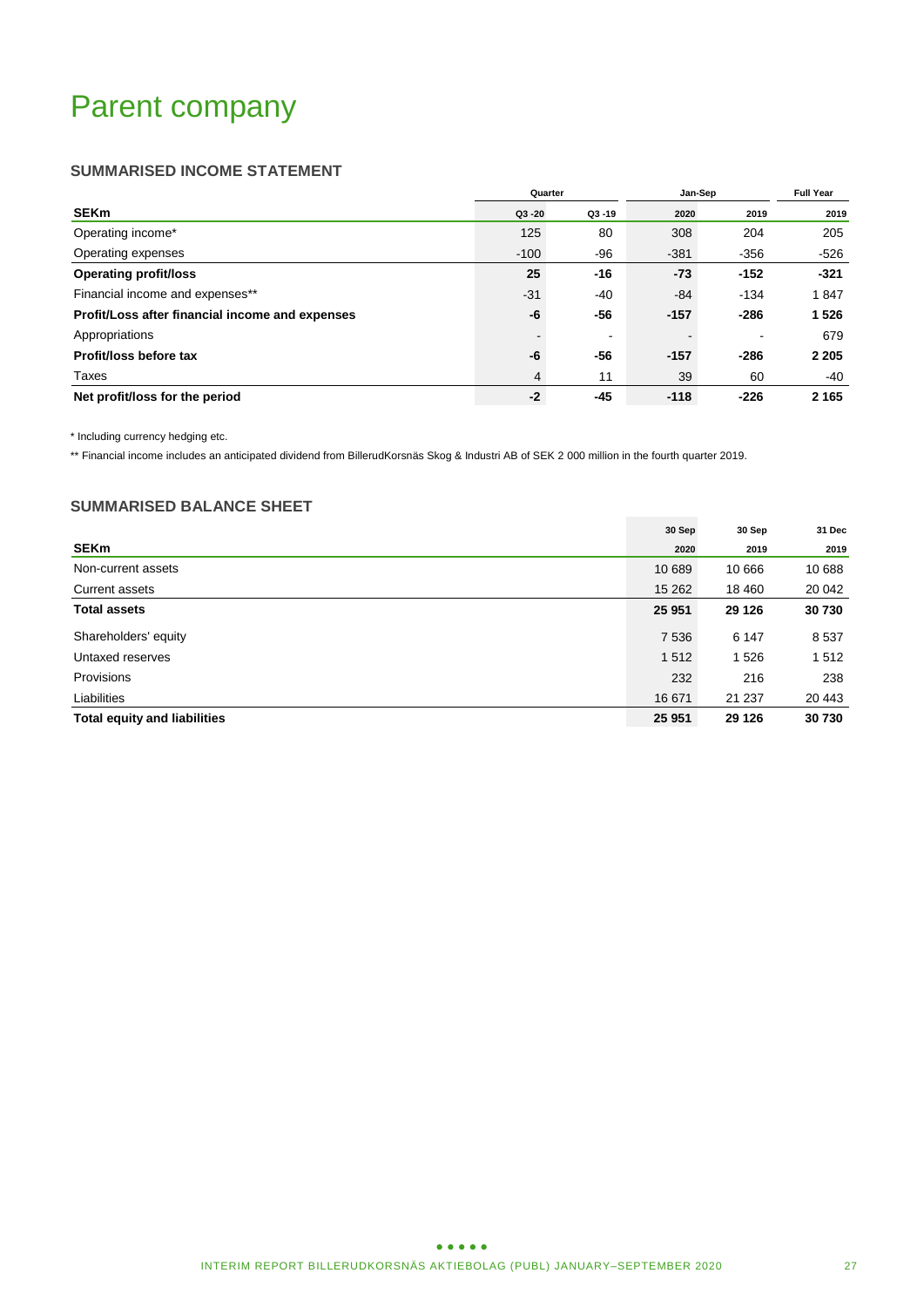# Parent company

## SUMMARISED INCOME STATEMENT

| | Quarter | | Jan-Sep | | Full Year |
|---|---|---|---|---|---|
| **SEKm** | **Q3 -20** | **Q3 -19** | **2020** | **2019** | **2019** |
| Operating income* | 125 | 80 | 308 | 204 | 205 |
| Operating expenses | -100 | -96 | -381 | -356 | -526 |
| **Operating profit/loss** | **25** | **-16** | **-73** | **-152** | **-321** |
| Financial income and expenses** | -31 | -40 | -84 | -134 | 1 847 |
| **Profit/Loss after financial income and expenses** | **-6** | **-56** | **-157** | **-286** | **1 526** |
| Appropriations | - | - | - | - | 679 |
| **Profit/loss before tax** | **-6** | **-56** | **-157** | **-286** | **2 205** |
| Taxes | 4 | 11 | 39 | 60 | -40 |
| **Net profit/loss for the period** | **-2** | **-45** | **-118** | **-226** | **2 165** |

\* Including currency hedging etc.

\*\* Financial income includes an anticipated dividend from BillerudKorsnäs Skog & Industri AB of SEK 2 000 million in the fourth quarter 2019.

## SUMMARISED BALANCE SHEET

| **SEKm** | **30 Sep 2020** | **30 Sep 2019** | **31 Dec 2019** |
|---|---|---|---|
| Non-current assets | 10 689 | 10 666 | 10 688 |
| Current assets | 15 262 | 18 460 | 20 042 |
| **Total assets** | **25 951** | **29 126** | **30 730** |
| Shareholders' equity | 7 536 | 6 147 | 8 537 |
| Untaxed reserves | 1 512 | 1 526 | 1 512 |
| Provisions | 232 | 216 | 238 |
| Liabilities | 16 671 | 21 237 | 20 443 |
| **Total equity and liabilities** | **25 951** | **29 126** | **30 730** |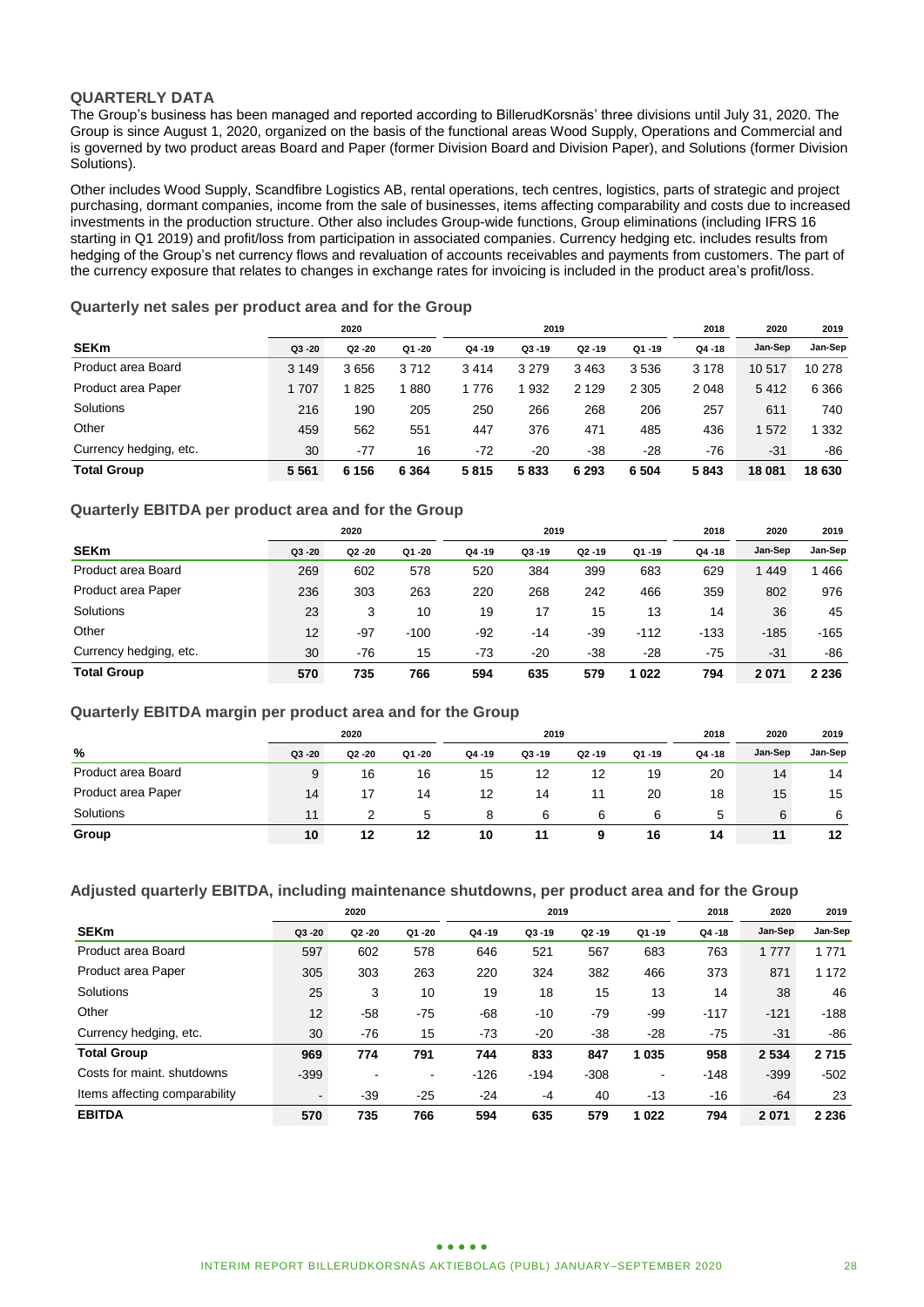## QUARTERLY DATA

The Group's business has been managed and reported according to BillerudKorsnäs' three divisions until July 31, 2020. The Group is since August 1, 2020, organized on the basis of the functional areas Wood Supply, Operations and Commercial and is governed by two product areas Board and Paper (former Division Board and Division Paper), and Solutions (former Division Solutions).

Other includes Wood Supply, Scandfibre Logistics AB, rental operations, tech centres, logistics, parts of strategic and project purchasing, dormant companies, income from the sale of businesses, items affecting comparability and costs due to increased investments in the production structure. Other also includes Group-wide functions, Group eliminations (including IFRS 16 starting in Q1 2019) and profit/loss from participation in associated companies. Currency hedging etc. includes results from hedging of the Group's net currency flows and revaluation of accounts receivables and payments from customers. The part of the currency exposure that relates to changes in exchange rates for invoicing is included in the product area's profit/loss.

### Quarterly net sales per product area and for the Group

| | 2020 | | | 2019 | | | | 2018 | 2020 | 2019 |
|---|---|---|---|---|---|---|---|---|---|---|
| **SEKm** | Q3 -20 | Q2 -20 | Q1 -20 | Q4 -19 | Q3 -19 | Q2 -19 | Q1 -19 | Q4 -18 | Jan-Sep | Jan-Sep |
| Product area Board | 3 149 | 3 656 | 3 712 | 3 414 | 3 279 | 3 463 | 3 536 | 3 178 | 10 517 | 10 278 |
| Product area Paper | 1 707 | 1 825 | 1 880 | 1 776 | 1 932 | 2 129 | 2 305 | 2 048 | 5 412 | 6 366 |
| Solutions | 216 | 190 | 205 | 250 | 266 | 268 | 206 | 257 | 611 | 740 |
| Other | 459 | 562 | 551 | 447 | 376 | 471 | 485 | 436 | 1 572 | 1 332 |
| Currency hedging, etc. | 30 | -77 | 16 | -72 | -20 | -38 | -28 | -76 | -31 | -86 |
| **Total Group** | **5 561** | **6 156** | **6 364** | **5 815** | **5 833** | **6 293** | **6 504** | **5 843** | **18 081** | **18 630** |

### Quarterly EBITDA per product area and for the Group

| | 2020 | | | 2019 | | | | 2018 | 2020 | 2019 |
|---|---|---|---|---|---|---|---|---|---|---|
| **SEKm** | Q3 -20 | Q2 -20 | Q1 -20 | Q4 -19 | Q3 -19 | Q2 -19 | Q1 -19 | Q4 -18 | Jan-Sep | Jan-Sep |
| Product area Board | 269 | 602 | 578 | 520 | 384 | 399 | 683 | 629 | 1 449 | 1 466 |
| Product area Paper | 236 | 303 | 263 | 220 | 268 | 242 | 466 | 359 | 802 | 976 |
| Solutions | 23 | 3 | 10 | 19 | 17 | 15 | 13 | 14 | 36 | 45 |
| Other | 12 | -97 | -100 | -92 | -14 | -39 | -112 | -133 | -185 | -165 |
| Currency hedging, etc. | 30 | -76 | 15 | -73 | -20 | -38 | -28 | -75 | -31 | -86 |
| **Total Group** | **570** | **735** | **766** | **594** | **635** | **579** | **1 022** | **794** | **2 071** | **2 236** |

### Quarterly EBITDA margin per product area and for the Group

| | 2020 | | | 2019 | | | | 2018 | 2020 | 2019 |
|---|---|---|---|---|---|---|---|---|---|---|
| **%** | Q3 -20 | Q2 -20 | Q1 -20 | Q4 -19 | Q3 -19 | Q2 -19 | Q1 -19 | Q4 -18 | Jan-Sep | Jan-Sep |
| Product area Board | 9 | 16 | 16 | 15 | 12 | 12 | 19 | 20 | 14 | 14 |
| Product area Paper | 14 | 17 | 14 | 12 | 14 | 11 | 20 | 18 | 15 | 15 |
| Solutions | 11 | 2 | 5 | 8 | 6 | 6 | 6 | 5 | 6 | 6 |
| **Group** | **10** | **12** | **12** | **10** | **11** | **9** | **16** | **14** | **11** | **12** |

### Adjusted quarterly EBITDA, including maintenance shutdowns, per product area and for the Group

| | 2020 | | | 2019 | | | | 2018 | 2020 | 2019 |
|---|---|---|---|---|---|---|---|---|---|---|
| **SEKm** | Q3 -20 | Q2 -20 | Q1 -20 | Q4 -19 | Q3 -19 | Q2 -19 | Q1 -19 | Q4 -18 | Jan-Sep | Jan-Sep |
| Product area Board | 597 | 602 | 578 | 646 | 521 | 567 | 683 | 763 | 1 777 | 1 771 |
| Product area Paper | 305 | 303 | 263 | 220 | 324 | 382 | 466 | 373 | 871 | 1 172 |
| Solutions | 25 | 3 | 10 | 19 | 18 | 15 | 13 | 14 | 38 | 46 |
| Other | 12 | -58 | -75 | -68 | -10 | -79 | -99 | -117 | -121 | -188 |
| Currency hedging, etc. | 30 | -76 | 15 | -73 | -20 | -38 | -28 | -75 | -31 | -86 |
| **Total Group** | **969** | **774** | **791** | **744** | **833** | **847** | **1 035** | **958** | **2 534** | **2 715** |
| Costs for maint. shutdowns | -399 | - | - | -126 | -194 | -308 | - | -148 | -399 | -502 |
| Items affecting comparability | - | -39 | -25 | -24 | -4 | 40 | -13 | -16 | -64 | 23 |
| **EBITDA** | **570** | **735** | **766** | **594** | **635** | **579** | **1 022** | **794** | **2 071** | **2 236** |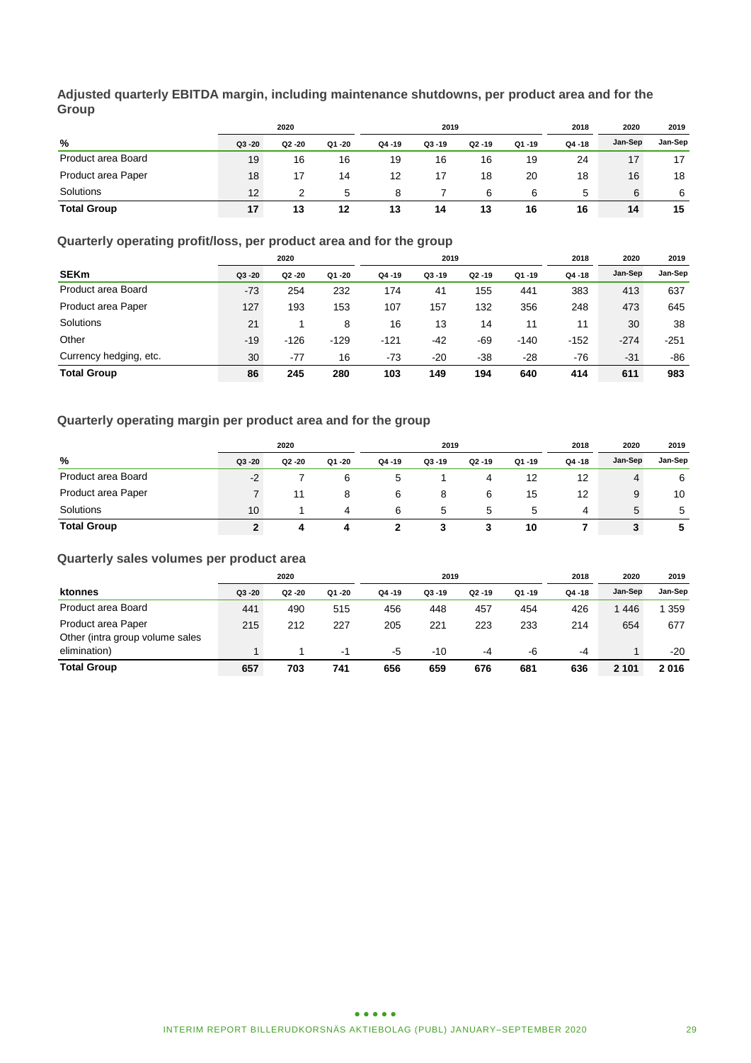### Adjusted quarterly EBITDA margin, including maintenance shutdowns, per product area and for the Group

| | 2020 | | | 2019 | | | | 2018 | 2020 | 2019 |
|---|---|---|---|---|---|---|---|---|---|---|
| % | Q3 -20 | Q2 -20 | Q1 -20 | Q4 -19 | Q3 -19 | Q2 -19 | Q1 -19 | Q4 -18 | Jan-Sep | Jan-Sep |
| Product area Board | 19 | 16 | 16 | 19 | 16 | 16 | 19 | 24 | 17 | 17 |
| Product area Paper | 18 | 17 | 14 | 12 | 17 | 18 | 20 | 18 | 16 | 18 |
| Solutions | 12 | 2 | 5 | 8 | 7 | 6 | 6 | 5 | 6 | 6 |
| **Total Group** | **17** | **13** | **12** | **13** | **14** | **13** | **16** | **16** | **14** | **15** |

### Quarterly operating profit/loss, per product area and for the group

| | 2020 | | | 2019 | | | | 2018 | 2020 | 2019 |
|---|---|---|---|---|---|---|---|---|---|---|
| **SEKm** | Q3 -20 | Q2 -20 | Q1 -20 | Q4 -19 | Q3 -19 | Q2 -19 | Q1 -19 | Q4 -18 | Jan-Sep | Jan-Sep |
| Product area Board | -73 | 254 | 232 | 174 | 41 | 155 | 441 | 383 | 413 | 637 |
| Product area Paper | 127 | 193 | 153 | 107 | 157 | 132 | 356 | 248 | 473 | 645 |
| Solutions | 21 | 1 | 8 | 16 | 13 | 14 | 11 | 11 | 30 | 38 |
| Other | -19 | -126 | -129 | -121 | -42 | -69 | -140 | -152 | -274 | -251 |
| Currency hedging, etc. | 30 | -77 | 16 | -73 | -20 | -38 | -28 | -76 | -31 | -86 |
| **Total Group** | **86** | **245** | **280** | **103** | **149** | **194** | **640** | **414** | **611** | **983** |

### Quarterly operating margin per product area and for the group

| | 2020 | | | 2019 | | | | 2018 | 2020 | 2019 |
|---|---|---|---|---|---|---|---|---|---|---|
| % | Q3 -20 | Q2 -20 | Q1 -20 | Q4 -19 | Q3 -19 | Q2 -19 | Q1 -19 | Q4 -18 | Jan-Sep | Jan-Sep |
| Product area Board | -2 | 7 | 6 | 5 | 1 | 4 | 12 | 12 | 4 | 6 |
| Product area Paper | 7 | 11 | 8 | 6 | 8 | 6 | 15 | 12 | 9 | 10 |
| Solutions | 10 | 1 | 4 | 6 | 5 | 5 | 5 | 4 | 5 | 5 |
| **Total Group** | **2** | **4** | **4** | **2** | **3** | **3** | **10** | **7** | **3** | **5** |

### Quarterly sales volumes per product area

| | 2020 | | | 2019 | | | | 2018 | 2020 | 2019 |
|---|---|---|---|---|---|---|---|---|---|---|
| **ktonnes** | Q3 -20 | Q2 -20 | Q1 -20 | Q4 -19 | Q3 -19 | Q2 -19 | Q1 -19 | Q4 -18 | Jan-Sep | Jan-Sep |
| Product area Board | 441 | 490 | 515 | 456 | 448 | 457 | 454 | 426 | 1 446 | 1 359 |
| Product area Paper | 215 | 212 | 227 | 205 | 221 | 223 | 233 | 214 | 654 | 677 |
| Other (intra group volume sales elimination) | 1 | 1 | -1 | -5 | -10 | -4 | -6 | -4 | 1 | -20 |
| **Total Group** | **657** | **703** | **741** | **656** | **659** | **676** | **681** | **636** | **2 101** | **2 016** |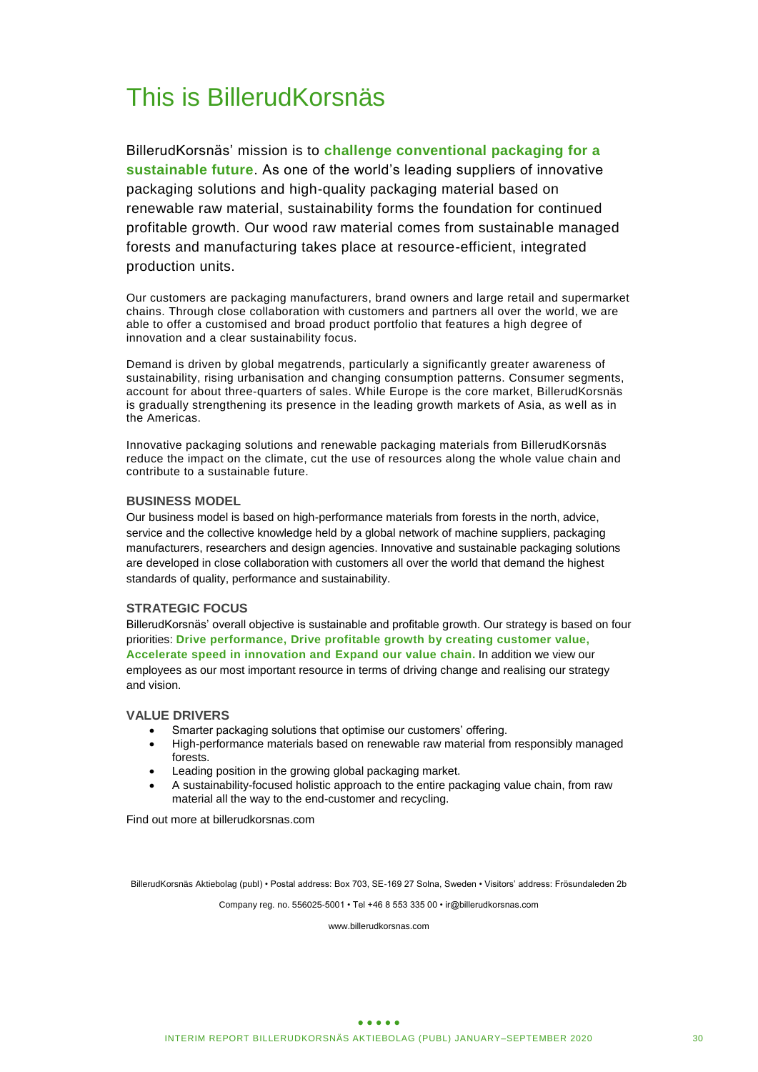# This is BillerudKorsnäs

BillerudKorsnäs' mission is to **challenge conventional packaging for a sustainable future**. As one of the world's leading suppliers of innovative packaging solutions and high-quality packaging material based on renewable raw material, sustainability forms the foundation for continued profitable growth. Our wood raw material comes from sustainable managed forests and manufacturing takes place at resource-efficient, integrated production units.

Our customers are packaging manufacturers, brand owners and large retail and supermarket chains. Through close collaboration with customers and partners all over the world, we are able to offer a customised and broad product portfolio that features a high degree of innovation and a clear sustainability focus.

Demand is driven by global megatrends, particularly a significantly greater awareness of sustainability, rising urbanisation and changing consumption patterns. Consumer segments, account for about three-quarters of sales. While Europe is the core market, BillerudKorsnäs is gradually strengthening its presence in the leading growth markets of Asia, as well as in the Americas.

Innovative packaging solutions and renewable packaging materials from BillerudKorsnäs reduce the impact on the climate, cut the use of resources along the whole value chain and contribute to a sustainable future.

## BUSINESS MODEL

Our business model is based on high-performance materials from forests in the north, advice, service and the collective knowledge held by a global network of machine suppliers, packaging manufacturers, researchers and design agencies. Innovative and sustainable packaging solutions are developed in close collaboration with customers all over the world that demand the highest standards of quality, performance and sustainability.

## STRATEGIC FOCUS

BillerudKorsnäs' overall objective is sustainable and profitable growth. Our strategy is based on four priorities: **Drive performance, Drive profitable growth by creating customer value, Accelerate speed in innovation and Expand our value chain.** In addition we view our employees as our most important resource in terms of driving change and realising our strategy and vision.

## VALUE DRIVERS

- Smarter packaging solutions that optimise our customers' offering.
- High-performance materials based on renewable raw material from responsibly managed forests.
- Leading position in the growing global packaging market.
- A sustainability-focused holistic approach to the entire packaging value chain, from raw material all the way to the end-customer and recycling.

Find out more at billerudkorsnas.com

BillerudKorsnäs Aktiebolag (publ) • Postal address: Box 703, SE-169 27 Solna, Sweden • Visitors' address: Frösundaleden 2b

Company reg. no. 556025-5001 • Tel +46 8 553 335 00 • ir@billerudkorsnas.com

www.billerudkorsnas.com